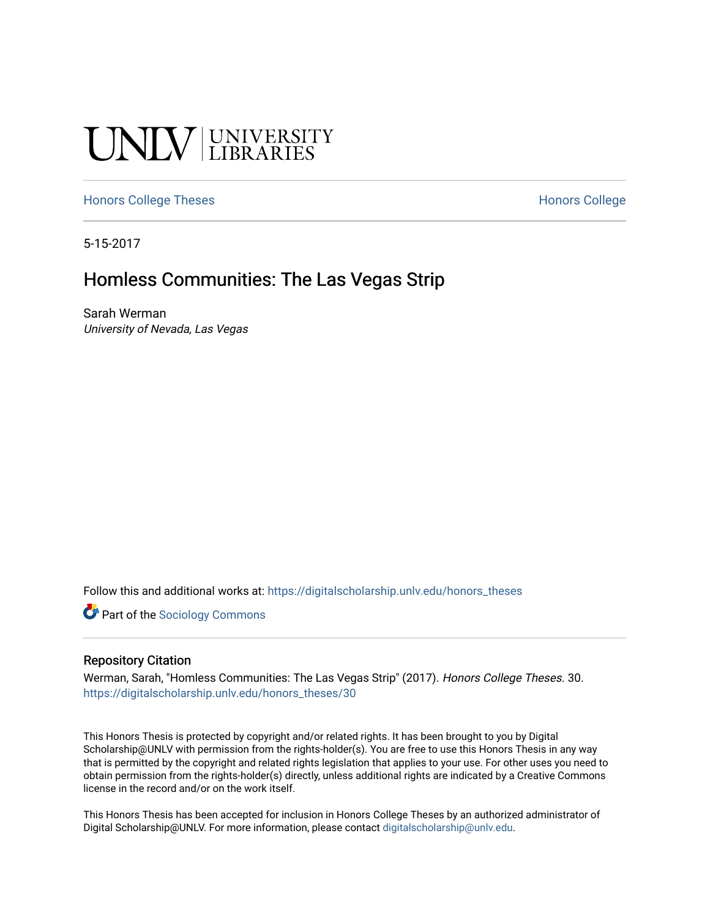UNLV | UNIVERSITY LIBRARIES

Honors College Theses | Honors College

5-15-2017

# Homless Communities: The Las Vegas Strip

Sarah Werman

*University of Nevada, Las Vegas*

Follow this and additional works at: https://digitalscholarship.unlv.edu/honors_theses

Part of the Sociology Commons

## Repository Citation

Werman, Sarah, "Homless Communities: The Las Vegas Strip" (2017). *Honors College Theses*. 30.
https://digitalscholarship.unlv.edu/honors_theses/30

This Honors Thesis is protected by copyright and/or related rights. It has been brought to you by Digital Scholarship@UNLV with permission from the rights-holder(s). You are free to use this Honors Thesis in any way that is permitted by the copyright and related rights legislation that applies to your use. For other uses you need to obtain permission from the rights-holder(s) directly, unless additional rights are indicated by a Creative Commons license in the record and/or on the work itself.

This Honors Thesis has been accepted for inclusion in Honors College Theses by an authorized administrator of Digital Scholarship@UNLV. For more information, please contact digitalscholarship@unlv.edu.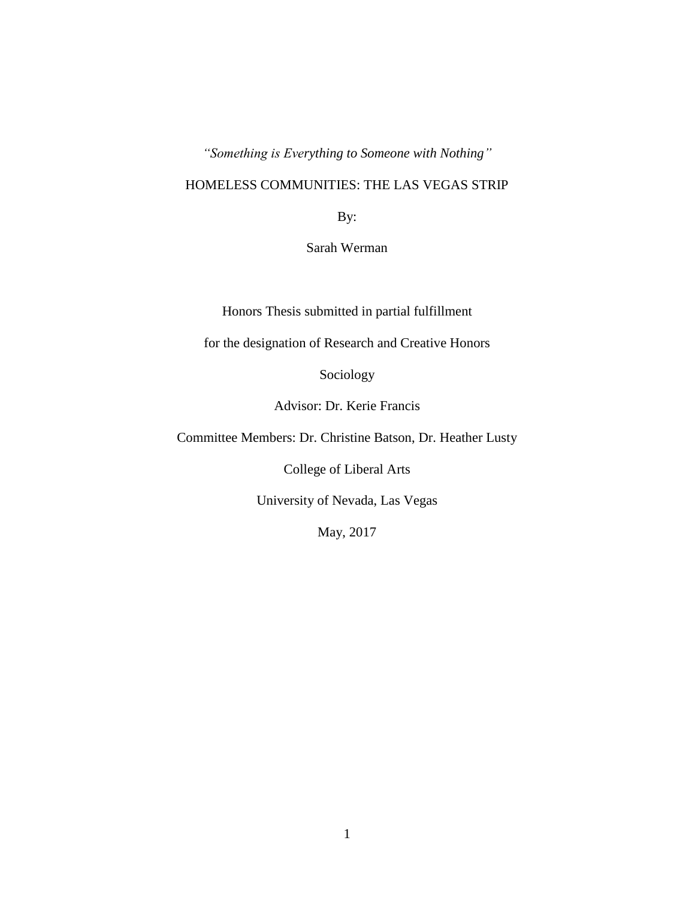*"Something is Everything to Someone with Nothing"*

# HOMELESS COMMUNITIES: THE LAS VEGAS STRIP

By:

Sarah Werman

Honors Thesis submitted in partial fulfillment

for the designation of Research and Creative Honors

Sociology

Advisor: Dr. Kerie Francis

Committee Members: Dr. Christine Batson, Dr. Heather Lusty

College of Liberal Arts

University of Nevada, Las Vegas

May, 2017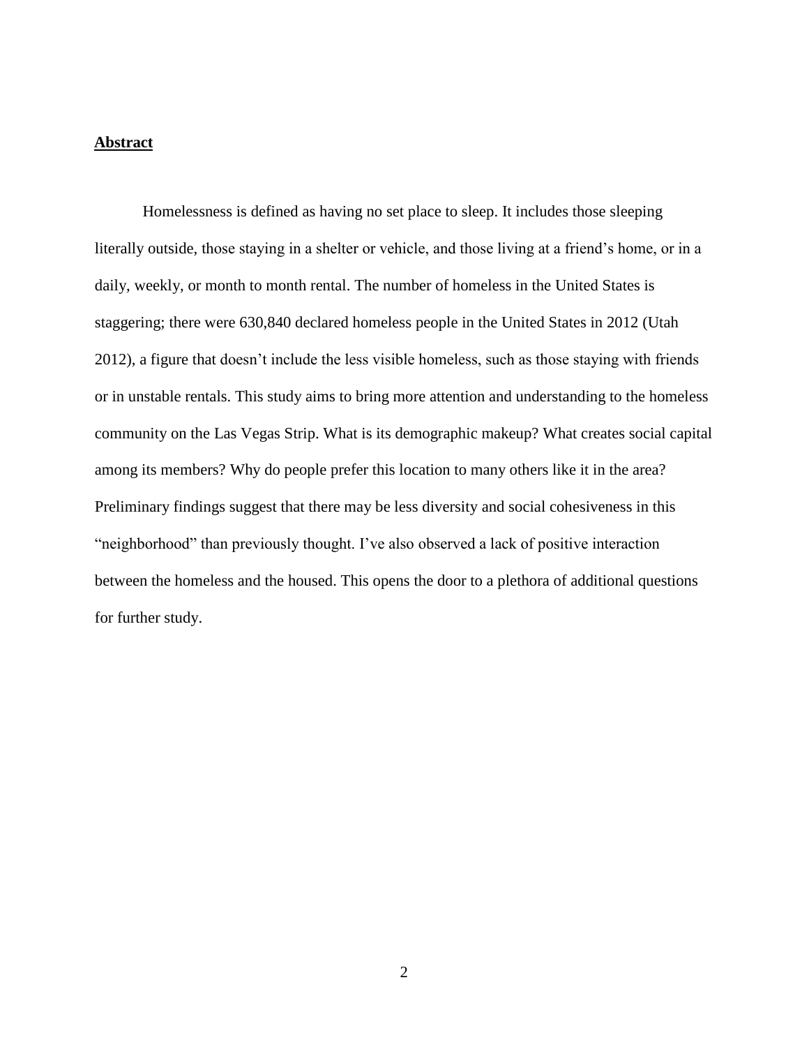## **Abstract**

Homelessness is defined as having no set place to sleep. It includes those sleeping literally outside, those staying in a shelter or vehicle, and those living at a friend's home, or in a daily, weekly, or month to month rental. The number of homeless in the United States is staggering; there were 630,840 declared homeless people in the United States in 2012 (Utah 2012), a figure that doesn't include the less visible homeless, such as those staying with friends or in unstable rentals. This study aims to bring more attention and understanding to the homeless community on the Las Vegas Strip. What is its demographic makeup? What creates social capital among its members? Why do people prefer this location to many others like it in the area? Preliminary findings suggest that there may be less diversity and social cohesiveness in this "neighborhood" than previously thought. I've also observed a lack of positive interaction between the homeless and the housed. This opens the door to a plethora of additional questions for further study.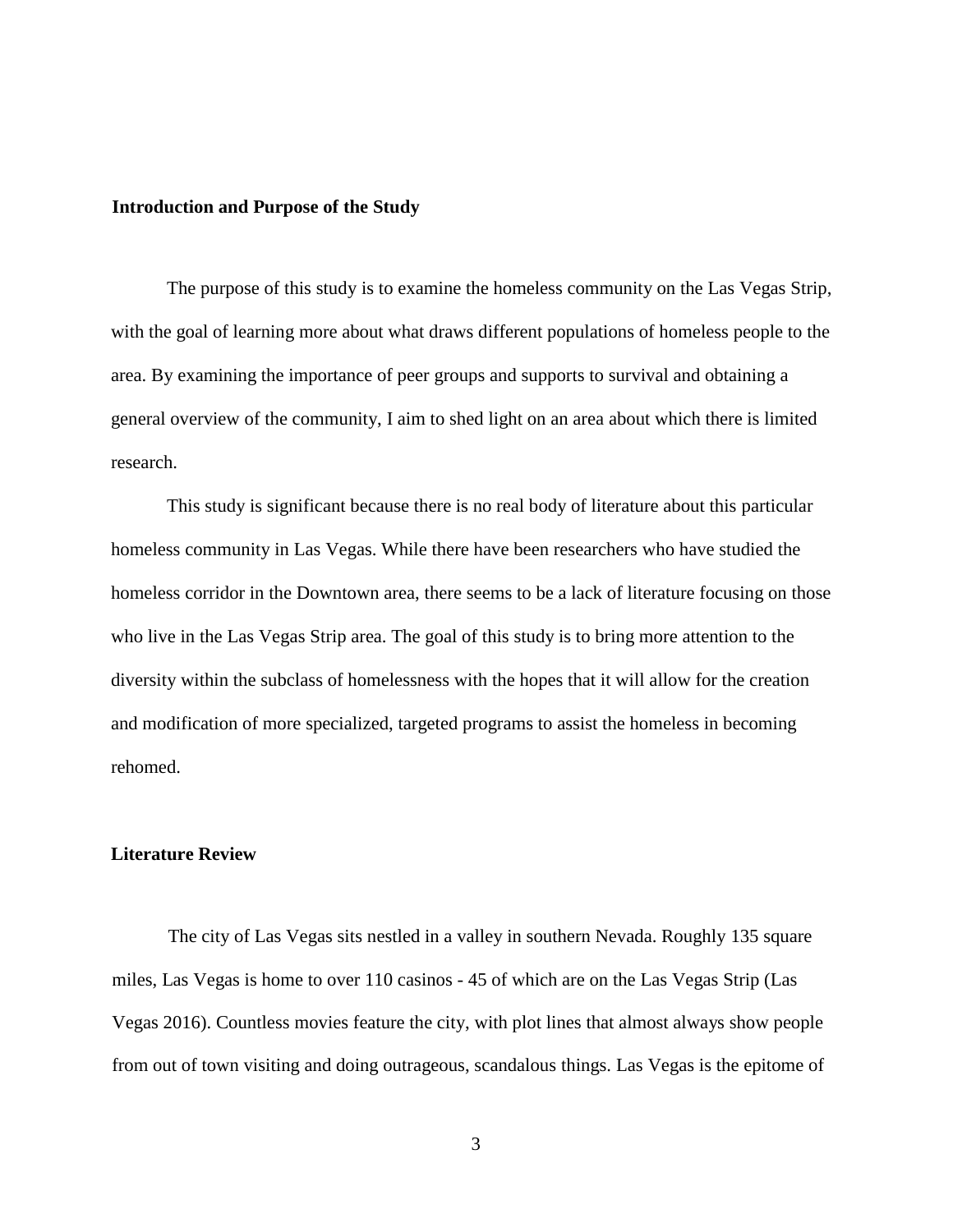## Introduction and Purpose of the Study

The purpose of this study is to examine the homeless community on the Las Vegas Strip, with the goal of learning more about what draws different populations of homeless people to the area. By examining the importance of peer groups and supports to survival and obtaining a general overview of the community, I aim to shed light on an area about which there is limited research.

This study is significant because there is no real body of literature about this particular homeless community in Las Vegas. While there have been researchers who have studied the homeless corridor in the Downtown area, there seems to be a lack of literature focusing on those who live in the Las Vegas Strip area. The goal of this study is to bring more attention to the diversity within the subclass of homelessness with the hopes that it will allow for the creation and modification of more specialized, targeted programs to assist the homeless in becoming rehomed.

## Literature Review

The city of Las Vegas sits nestled in a valley in southern Nevada. Roughly 135 square miles, Las Vegas is home to over 110 casinos - 45 of which are on the Las Vegas Strip (Las Vegas 2016). Countless movies feature the city, with plot lines that almost always show people from out of town visiting and doing outrageous, scandalous things. Las Vegas is the epitome of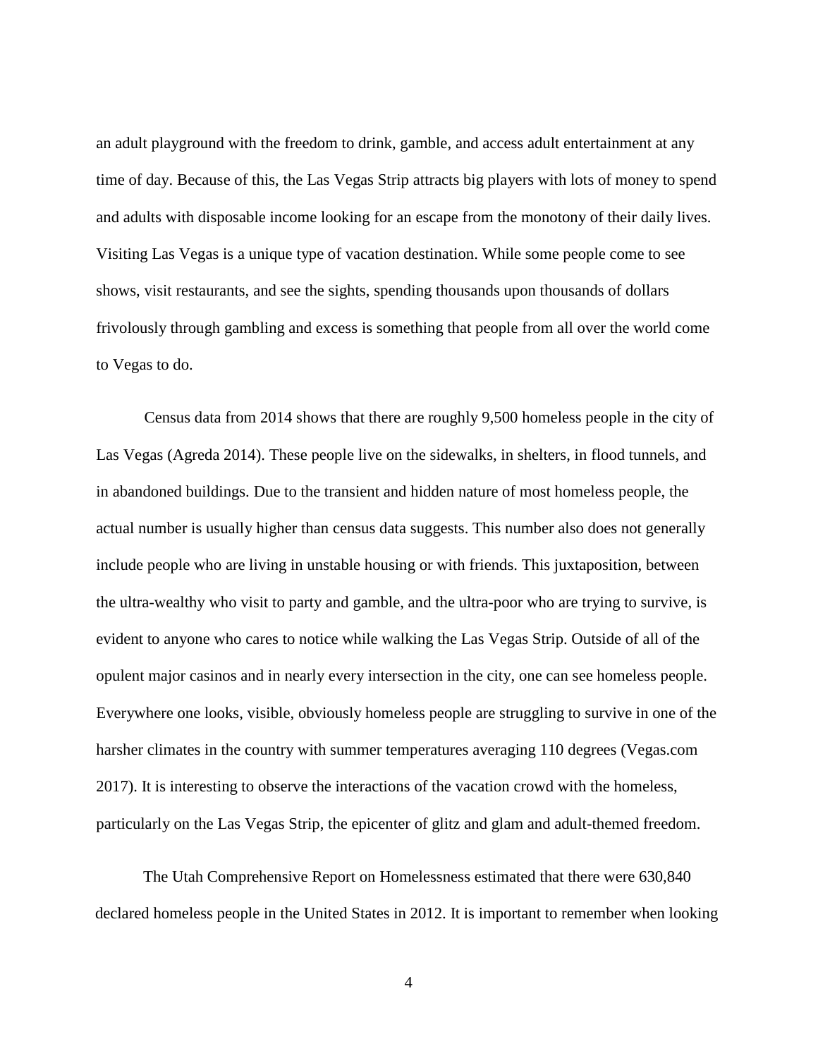an adult playground with the freedom to drink, gamble, and access adult entertainment at any time of day. Because of this, the Las Vegas Strip attracts big players with lots of money to spend and adults with disposable income looking for an escape from the monotony of their daily lives. Visiting Las Vegas is a unique type of vacation destination. While some people come to see shows, visit restaurants, and see the sights, spending thousands upon thousands of dollars frivolously through gambling and excess is something that people from all over the world come to Vegas to do.

Census data from 2014 shows that there are roughly 9,500 homeless people in the city of Las Vegas (Agreda 2014). These people live on the sidewalks, in shelters, in flood tunnels, and in abandoned buildings. Due to the transient and hidden nature of most homeless people, the actual number is usually higher than census data suggests. This number also does not generally include people who are living in unstable housing or with friends. This juxtaposition, between the ultra-wealthy who visit to party and gamble, and the ultra-poor who are trying to survive, is evident to anyone who cares to notice while walking the Las Vegas Strip. Outside of all of the opulent major casinos and in nearly every intersection in the city, one can see homeless people. Everywhere one looks, visible, obviously homeless people are struggling to survive in one of the harsher climates in the country with summer temperatures averaging 110 degrees (Vegas.com 2017). It is interesting to observe the interactions of the vacation crowd with the homeless, particularly on the Las Vegas Strip, the epicenter of glitz and glam and adult-themed freedom.

The Utah Comprehensive Report on Homelessness estimated that there were 630,840 declared homeless people in the United States in 2012. It is important to remember when looking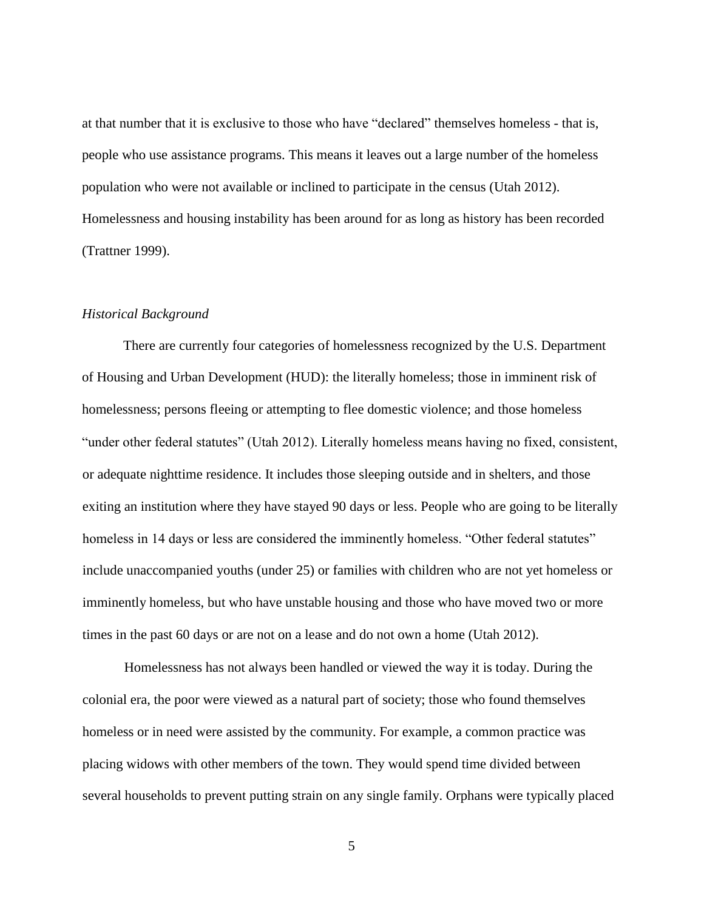at that number that it is exclusive to those who have "declared" themselves homeless - that is, people who use assistance programs. This means it leaves out a large number of the homeless population who were not available or inclined to participate in the census (Utah 2012). Homelessness and housing instability has been around for as long as history has been recorded (Trattner 1999).

### *Historical Background*

There are currently four categories of homelessness recognized by the U.S. Department of Housing and Urban Development (HUD): the literally homeless; those in imminent risk of homelessness; persons fleeing or attempting to flee domestic violence; and those homeless "under other federal statutes" (Utah 2012). Literally homeless means having no fixed, consistent, or adequate nighttime residence. It includes those sleeping outside and in shelters, and those exiting an institution where they have stayed 90 days or less. People who are going to be literally homeless in 14 days or less are considered the imminently homeless. "Other federal statutes" include unaccompanied youths (under 25) or families with children who are not yet homeless or imminently homeless, but who have unstable housing and those who have moved two or more times in the past 60 days or are not on a lease and do not own a home (Utah 2012).

Homelessness has not always been handled or viewed the way it is today. During the colonial era, the poor were viewed as a natural part of society; those who found themselves homeless or in need were assisted by the community. For example, a common practice was placing widows with other members of the town. They would spend time divided between several households to prevent putting strain on any single family. Orphans were typically placed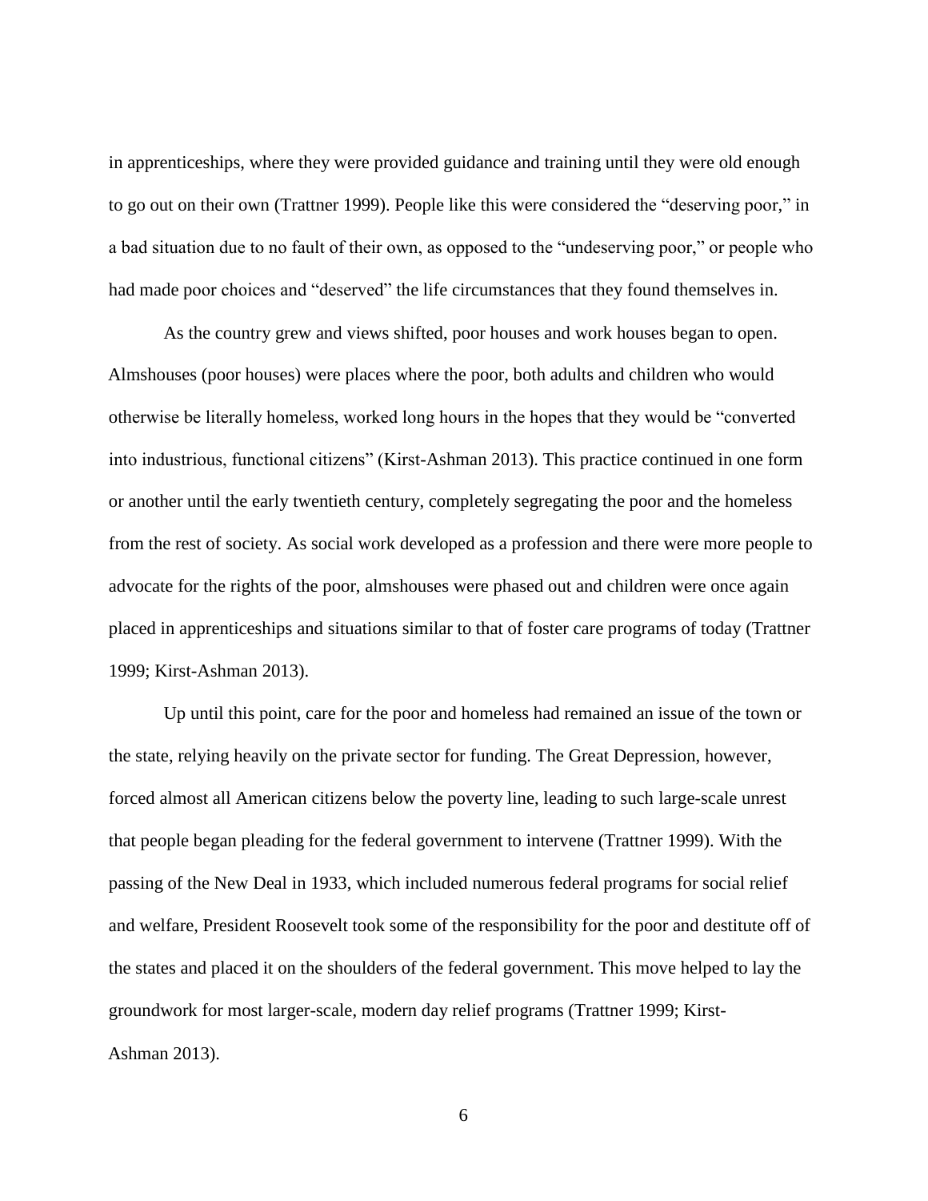in apprenticeships, where they were provided guidance and training until they were old enough to go out on their own (Trattner 1999). People like this were considered the "deserving poor," in a bad situation due to no fault of their own, as opposed to the "undeserving poor," or people who had made poor choices and "deserved" the life circumstances that they found themselves in.

As the country grew and views shifted, poor houses and work houses began to open. Almshouses (poor houses) were places where the poor, both adults and children who would otherwise be literally homeless, worked long hours in the hopes that they would be "converted into industrious, functional citizens" (Kirst-Ashman 2013). This practice continued in one form or another until the early twentieth century, completely segregating the poor and the homeless from the rest of society. As social work developed as a profession and there were more people to advocate for the rights of the poor, almshouses were phased out and children were once again placed in apprenticeships and situations similar to that of foster care programs of today (Trattner 1999; Kirst-Ashman 2013).

Up until this point, care for the poor and homeless had remained an issue of the town or the state, relying heavily on the private sector for funding. The Great Depression, however, forced almost all American citizens below the poverty line, leading to such large-scale unrest that people began pleading for the federal government to intervene (Trattner 1999). With the passing of the New Deal in 1933, which included numerous federal programs for social relief and welfare, President Roosevelt took some of the responsibility for the poor and destitute off of the states and placed it on the shoulders of the federal government. This move helped to lay the groundwork for most larger-scale, modern day relief programs (Trattner 1999; Kirst-Ashman 2013).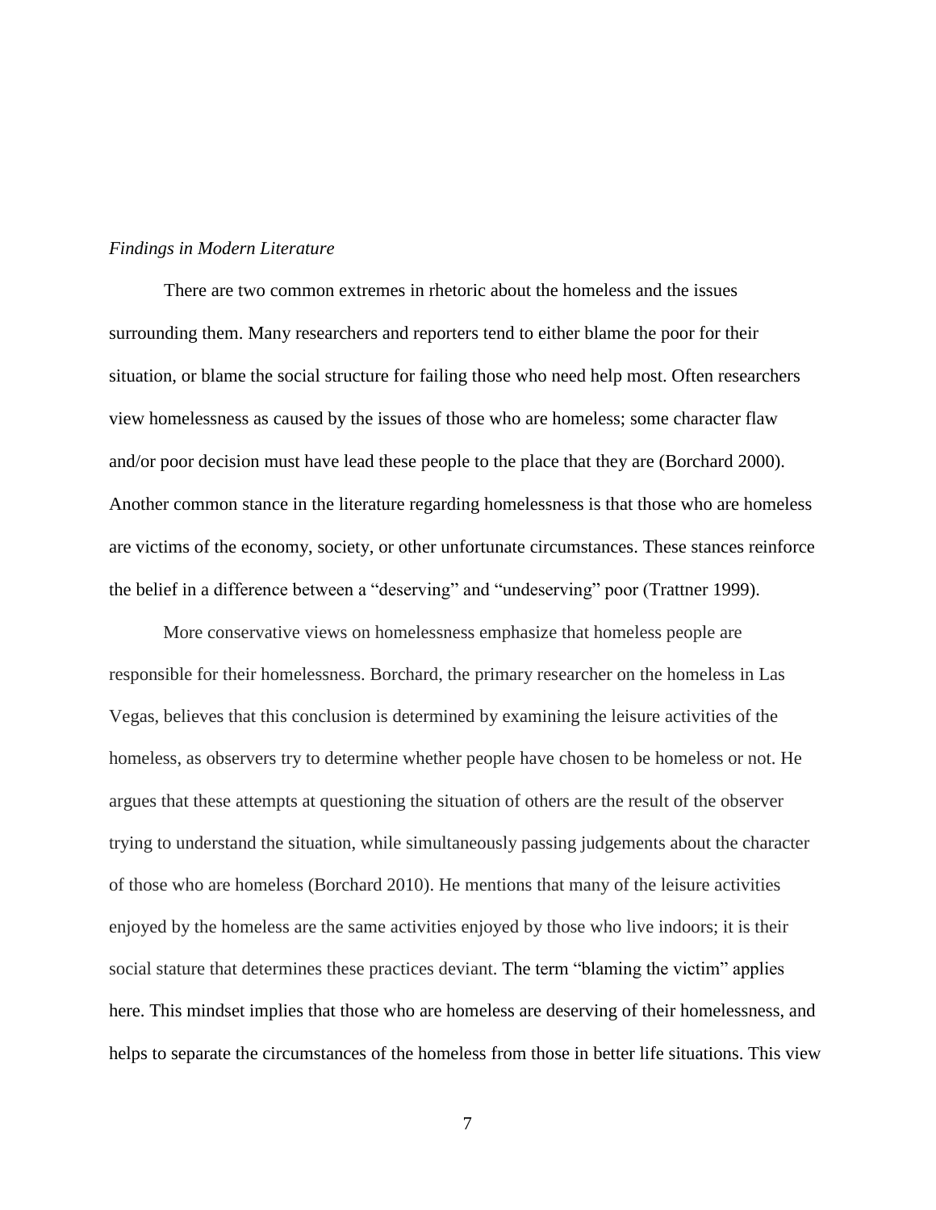*Findings in Modern Literature*

There are two common extremes in rhetoric about the homeless and the issues surrounding them. Many researchers and reporters tend to either blame the poor for their situation, or blame the social structure for failing those who need help most. Often researchers view homelessness as caused by the issues of those who are homeless; some character flaw and/or poor decision must have lead these people to the place that they are (Borchard 2000). Another common stance in the literature regarding homelessness is that those who are homeless are victims of the economy, society, or other unfortunate circumstances. These stances reinforce the belief in a difference between a "deserving" and "undeserving" poor (Trattner 1999).

More conservative views on homelessness emphasize that homeless people are responsible for their homelessness. Borchard, the primary researcher on the homeless in Las Vegas, believes that this conclusion is determined by examining the leisure activities of the homeless, as observers try to determine whether people have chosen to be homeless or not. He argues that these attempts at questioning the situation of others are the result of the observer trying to understand the situation, while simultaneously passing judgements about the character of those who are homeless (Borchard 2010). He mentions that many of the leisure activities enjoyed by the homeless are the same activities enjoyed by those who live indoors; it is their social stature that determines these practices deviant. The term "blaming the victim" applies here. This mindset implies that those who are homeless are deserving of their homelessness, and helps to separate the circumstances of the homeless from those in better life situations. This view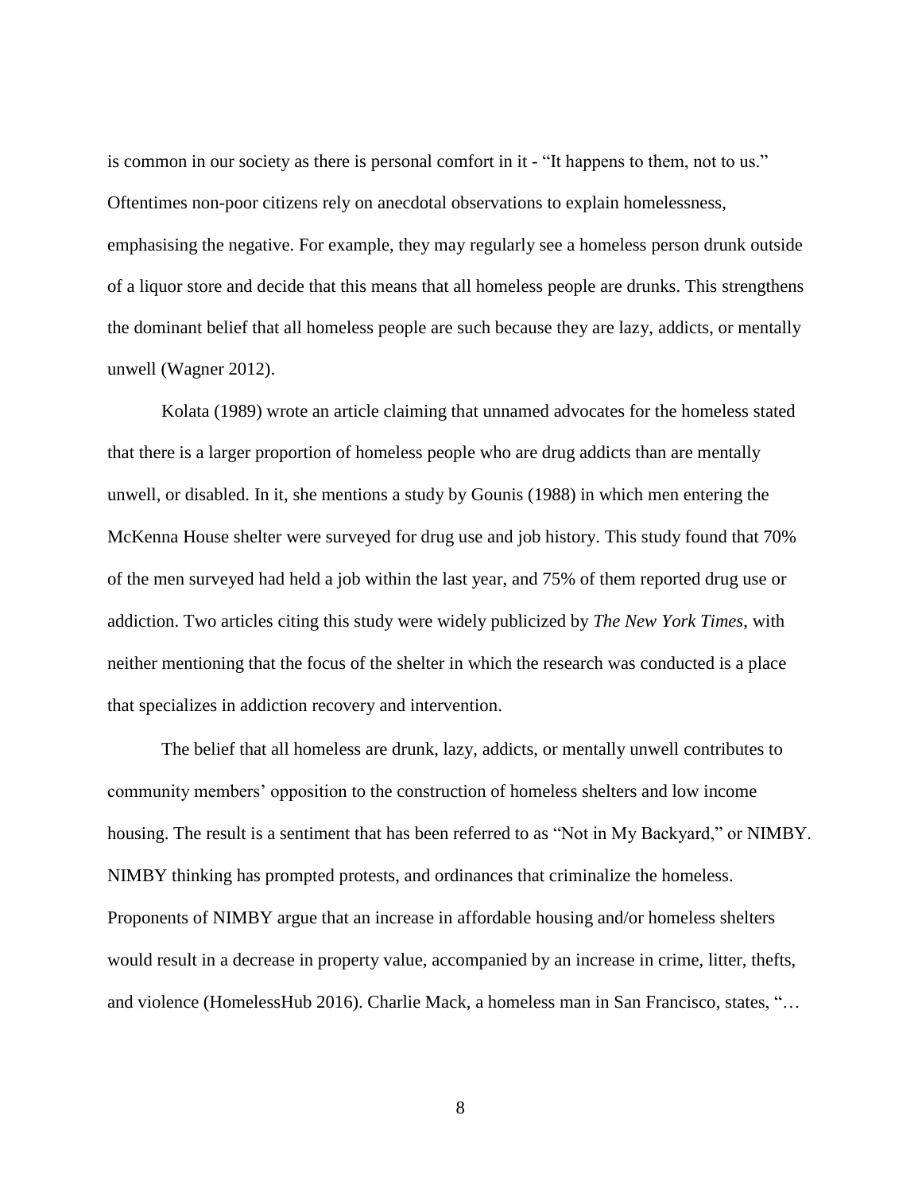is common in our society as there is personal comfort in it - "It happens to them, not to us." Oftentimes non-poor citizens rely on anecdotal observations to explain homelessness, emphasising the negative. For example, they may regularly see a homeless person drunk outside of a liquor store and decide that this means that all homeless people are drunks. This strengthens the dominant belief that all homeless people are such because they are lazy, addicts, or mentally unwell (Wagner 2012).

Kolata (1989) wrote an article claiming that unnamed advocates for the homeless stated that there is a larger proportion of homeless people who are drug addicts than are mentally unwell, or disabled. In it, she mentions a study by Gounis (1988) in which men entering the McKenna House shelter were surveyed for drug use and job history. This study found that 70% of the men surveyed had held a job within the last year, and 75% of them reported drug use or addiction. Two articles citing this study were widely publicized by *The New York Times*, with neither mentioning that the focus of the shelter in which the research was conducted is a place that specializes in addiction recovery and intervention.

The belief that all homeless are drunk, lazy, addicts, or mentally unwell contributes to community members' opposition to the construction of homeless shelters and low income housing. The result is a sentiment that has been referred to as "Not in My Backyard," or NIMBY. NIMBY thinking has prompted protests, and ordinances that criminalize the homeless. Proponents of NIMBY argue that an increase in affordable housing and/or homeless shelters would result in a decrease in property value, accompanied by an increase in crime, litter, thefts, and violence (HomelessHub 2016). Charlie Mack, a homeless man in San Francisco, states, "…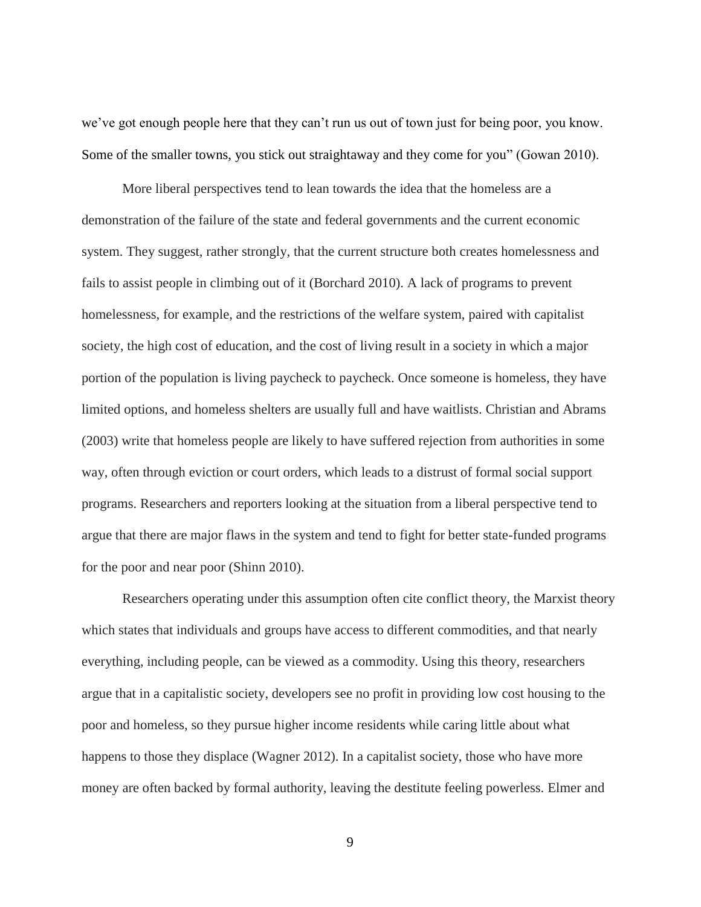we’ve got enough people here that they can’t run us out of town just for being poor, you know. Some of the smaller towns, you stick out straightaway and they come for you” (Gowan 2010).

More liberal perspectives tend to lean towards the idea that the homeless are a demonstration of the failure of the state and federal governments and the current economic system. They suggest, rather strongly, that the current structure both creates homelessness and fails to assist people in climbing out of it (Borchard 2010). A lack of programs to prevent homelessness, for example, and the restrictions of the welfare system, paired with capitalist society, the high cost of education, and the cost of living result in a society in which a major portion of the population is living paycheck to paycheck. Once someone is homeless, they have limited options, and homeless shelters are usually full and have waitlists. Christian and Abrams (2003) write that homeless people are likely to have suffered rejection from authorities in some way, often through eviction or court orders, which leads to a distrust of formal social support programs. Researchers and reporters looking at the situation from a liberal perspective tend to argue that there are major flaws in the system and tend to fight for better state-funded programs for the poor and near poor (Shinn 2010).

Researchers operating under this assumption often cite conflict theory, the Marxist theory which states that individuals and groups have access to different commodities, and that nearly everything, including people, can be viewed as a commodity. Using this theory, researchers argue that in a capitalistic society, developers see no profit in providing low cost housing to the poor and homeless, so they pursue higher income residents while caring little about what happens to those they displace (Wagner 2012). In a capitalist society, those who have more money are often backed by formal authority, leaving the destitute feeling powerless. Elmer and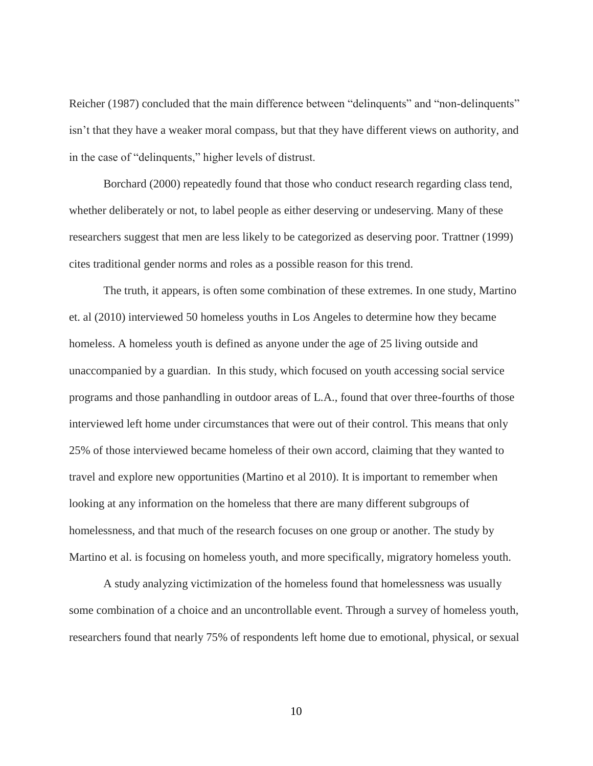Reicher (1987) concluded that the main difference between "delinquents" and "non-delinquents" isn't that they have a weaker moral compass, but that they have different views on authority, and in the case of "delinquents," higher levels of distrust.

Borchard (2000) repeatedly found that those who conduct research regarding class tend, whether deliberately or not, to label people as either deserving or undeserving. Many of these researchers suggest that men are less likely to be categorized as deserving poor. Trattner (1999) cites traditional gender norms and roles as a possible reason for this trend.

The truth, it appears, is often some combination of these extremes. In one study, Martino et. al (2010) interviewed 50 homeless youths in Los Angeles to determine how they became homeless. A homeless youth is defined as anyone under the age of 25 living outside and unaccompanied by a guardian. In this study, which focused on youth accessing social service programs and those panhandling in outdoor areas of L.A., found that over three-fourths of those interviewed left home under circumstances that were out of their control. This means that only 25% of those interviewed became homeless of their own accord, claiming that they wanted to travel and explore new opportunities (Martino et al 2010). It is important to remember when looking at any information on the homeless that there are many different subgroups of homelessness, and that much of the research focuses on one group or another. The study by Martino et al. is focusing on homeless youth, and more specifically, migratory homeless youth.

A study analyzing victimization of the homeless found that homelessness was usually some combination of a choice and an uncontrollable event. Through a survey of homeless youth, researchers found that nearly 75% of respondents left home due to emotional, physical, or sexual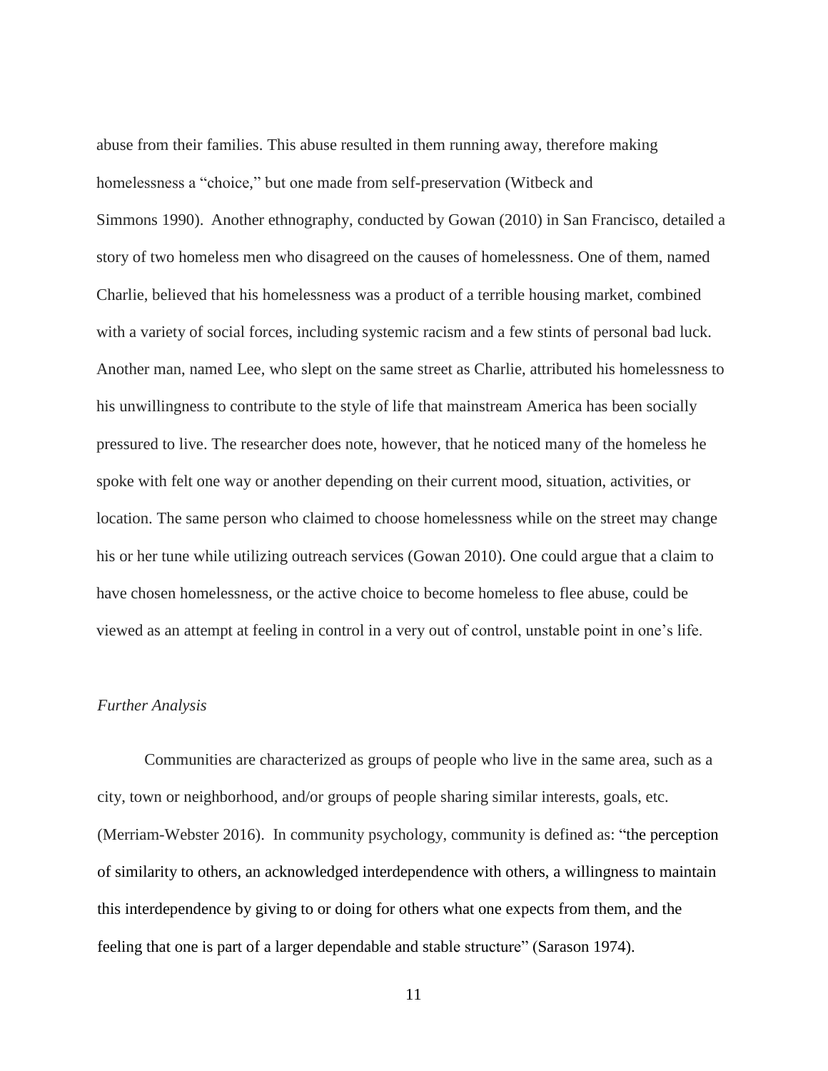abuse from their families. This abuse resulted in them running away, therefore making homelessness a "choice," but one made from self-preservation (Witbeck and Simmons 1990). Another ethnography, conducted by Gowan (2010) in San Francisco, detailed a story of two homeless men who disagreed on the causes of homelessness. One of them, named Charlie, believed that his homelessness was a product of a terrible housing market, combined with a variety of social forces, including systemic racism and a few stints of personal bad luck. Another man, named Lee, who slept on the same street as Charlie, attributed his homelessness to his unwillingness to contribute to the style of life that mainstream America has been socially pressured to live. The researcher does note, however, that he noticed many of the homeless he spoke with felt one way or another depending on their current mood, situation, activities, or location. The same person who claimed to choose homelessness while on the street may change his or her tune while utilizing outreach services (Gowan 2010). One could argue that a claim to have chosen homelessness, or the active choice to become homeless to flee abuse, could be viewed as an attempt at feeling in control in a very out of control, unstable point in one's life.

*Further Analysis*

Communities are characterized as groups of people who live in the same area, such as a city, town or neighborhood, and/or groups of people sharing similar interests, goals, etc. (Merriam-Webster 2016). In community psychology, community is defined as: "the perception of similarity to others, an acknowledged interdependence with others, a willingness to maintain this interdependence by giving to or doing for others what one expects from them, and the feeling that one is part of a larger dependable and stable structure" (Sarason 1974).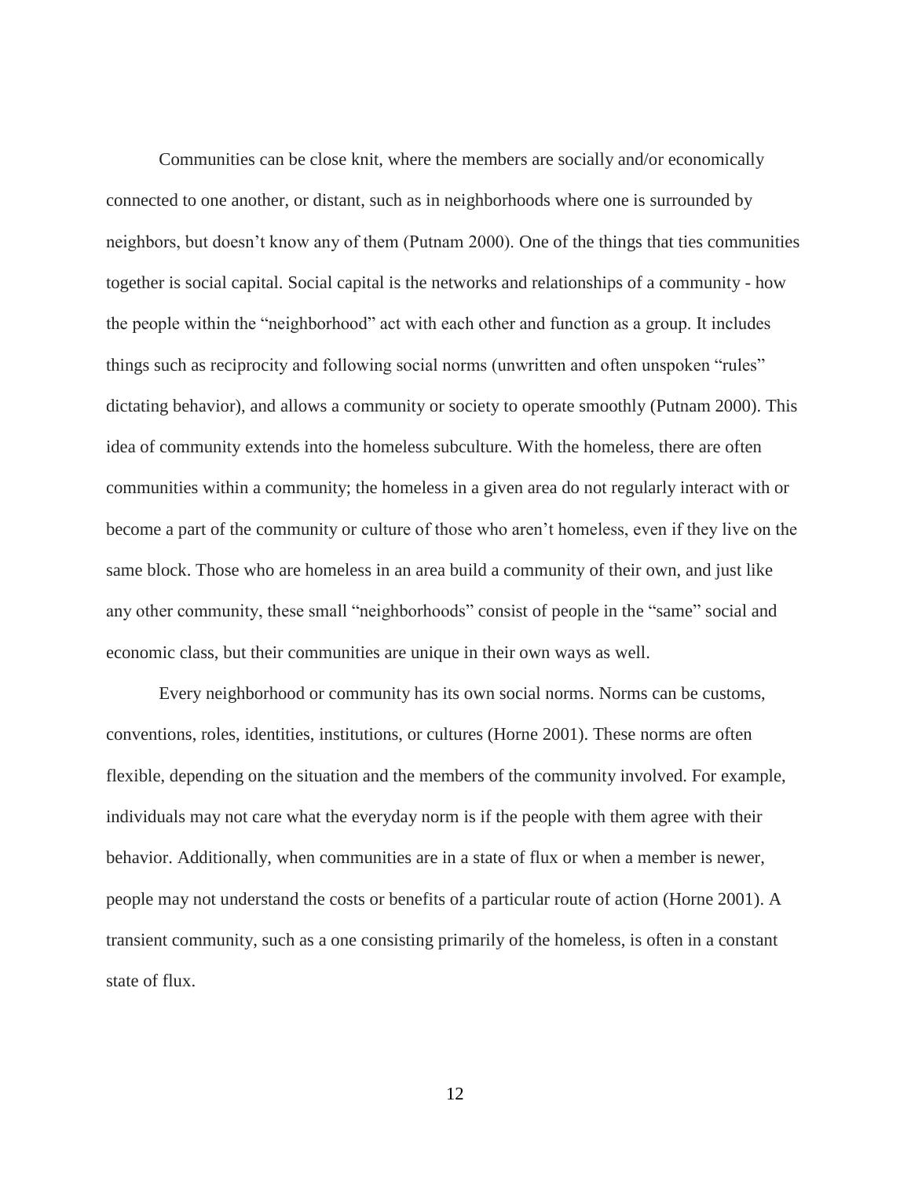Communities can be close knit, where the members are socially and/or economically connected to one another, or distant, such as in neighborhoods where one is surrounded by neighbors, but doesn't know any of them (Putnam 2000). One of the things that ties communities together is social capital. Social capital is the networks and relationships of a community - how the people within the "neighborhood" act with each other and function as a group. It includes things such as reciprocity and following social norms (unwritten and often unspoken "rules" dictating behavior), and allows a community or society to operate smoothly (Putnam 2000). This idea of community extends into the homeless subculture. With the homeless, there are often communities within a community; the homeless in a given area do not regularly interact with or become a part of the community or culture of those who aren't homeless, even if they live on the same block. Those who are homeless in an area build a community of their own, and just like any other community, these small "neighborhoods" consist of people in the "same" social and economic class, but their communities are unique in their own ways as well.

Every neighborhood or community has its own social norms. Norms can be customs, conventions, roles, identities, institutions, or cultures (Horne 2001). These norms are often flexible, depending on the situation and the members of the community involved. For example, individuals may not care what the everyday norm is if the people with them agree with their behavior. Additionally, when communities are in a state of flux or when a member is newer, people may not understand the costs or benefits of a particular route of action (Horne 2001). A transient community, such as a one consisting primarily of the homeless, is often in a constant state of flux.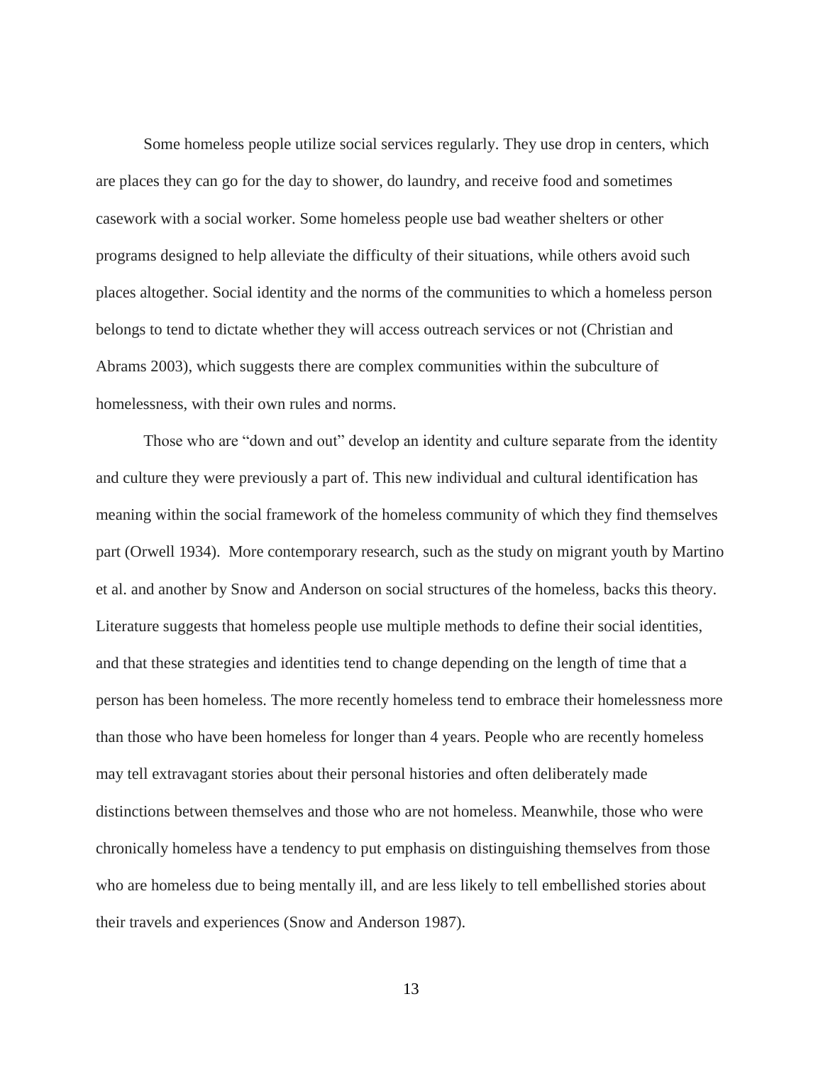Some homeless people utilize social services regularly. They use drop in centers, which are places they can go for the day to shower, do laundry, and receive food and sometimes casework with a social worker. Some homeless people use bad weather shelters or other programs designed to help alleviate the difficulty of their situations, while others avoid such places altogether. Social identity and the norms of the communities to which a homeless person belongs to tend to dictate whether they will access outreach services or not (Christian and Abrams 2003), which suggests there are complex communities within the subculture of homelessness, with their own rules and norms.

Those who are "down and out" develop an identity and culture separate from the identity and culture they were previously a part of. This new individual and cultural identification has meaning within the social framework of the homeless community of which they find themselves part (Orwell 1934). More contemporary research, such as the study on migrant youth by Martino et al. and another by Snow and Anderson on social structures of the homeless, backs this theory. Literature suggests that homeless people use multiple methods to define their social identities, and that these strategies and identities tend to change depending on the length of time that a person has been homeless. The more recently homeless tend to embrace their homelessness more than those who have been homeless for longer than 4 years. People who are recently homeless may tell extravagant stories about their personal histories and often deliberately made distinctions between themselves and those who are not homeless. Meanwhile, those who were chronically homeless have a tendency to put emphasis on distinguishing themselves from those who are homeless due to being mentally ill, and are less likely to tell embellished stories about their travels and experiences (Snow and Anderson 1987).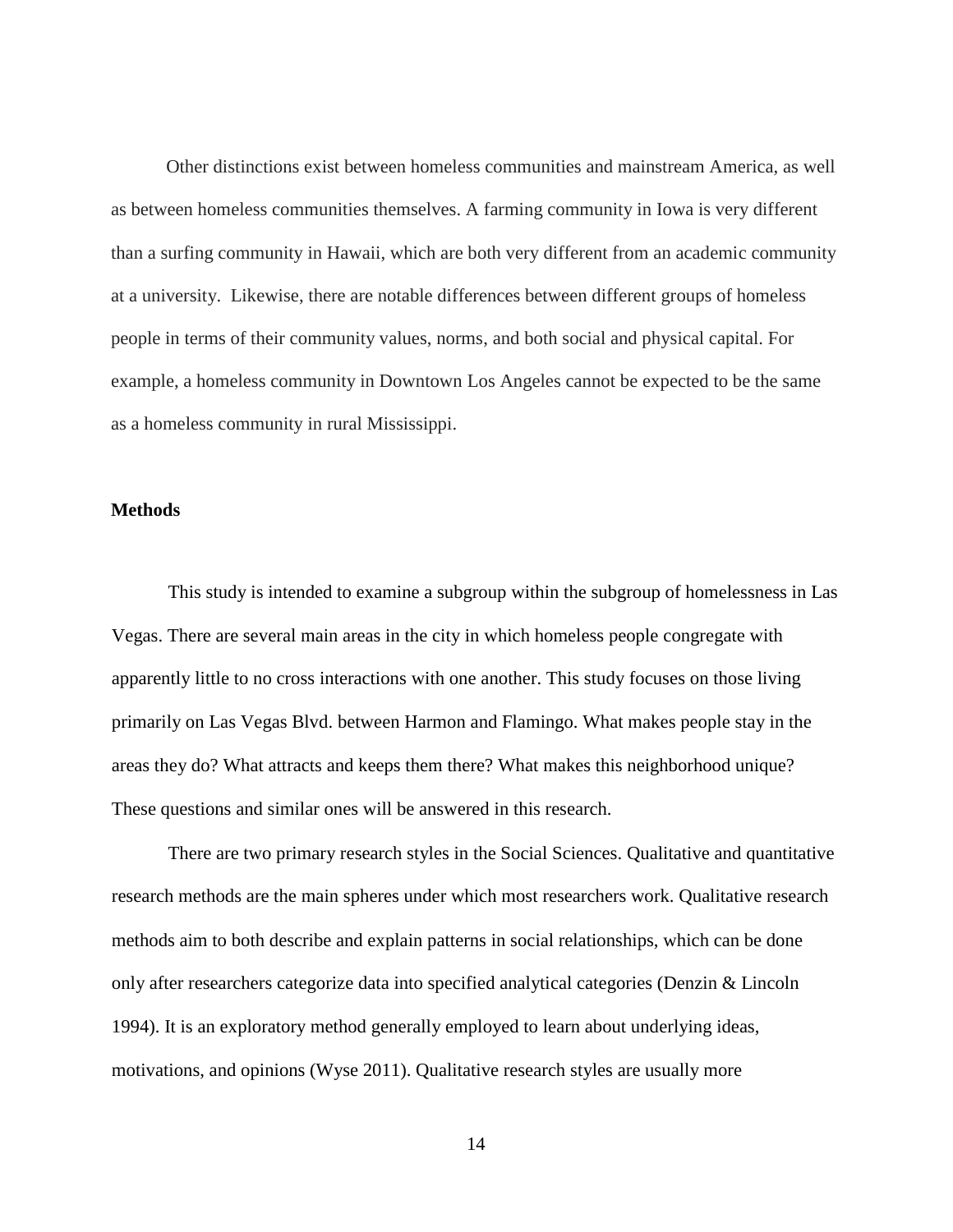Other distinctions exist between homeless communities and mainstream America, as well as between homeless communities themselves. A farming community in Iowa is very different than a surfing community in Hawaii, which are both very different from an academic community at a university. Likewise, there are notable differences between different groups of homeless people in terms of their community values, norms, and both social and physical capital. For example, a homeless community in Downtown Los Angeles cannot be expected to be the same as a homeless community in rural Mississippi.

**Methods**

This study is intended to examine a subgroup within the subgroup of homelessness in Las Vegas. There are several main areas in the city in which homeless people congregate with apparently little to no cross interactions with one another. This study focuses on those living primarily on Las Vegas Blvd. between Harmon and Flamingo. What makes people stay in the areas they do? What attracts and keeps them there? What makes this neighborhood unique? These questions and similar ones will be answered in this research.

There are two primary research styles in the Social Sciences. Qualitative and quantitative research methods are the main spheres under which most researchers work. Qualitative research methods aim to both describe and explain patterns in social relationships, which can be done only after researchers categorize data into specified analytical categories (Denzin & Lincoln 1994). It is an exploratory method generally employed to learn about underlying ideas, motivations, and opinions (Wyse 2011). Qualitative research styles are usually more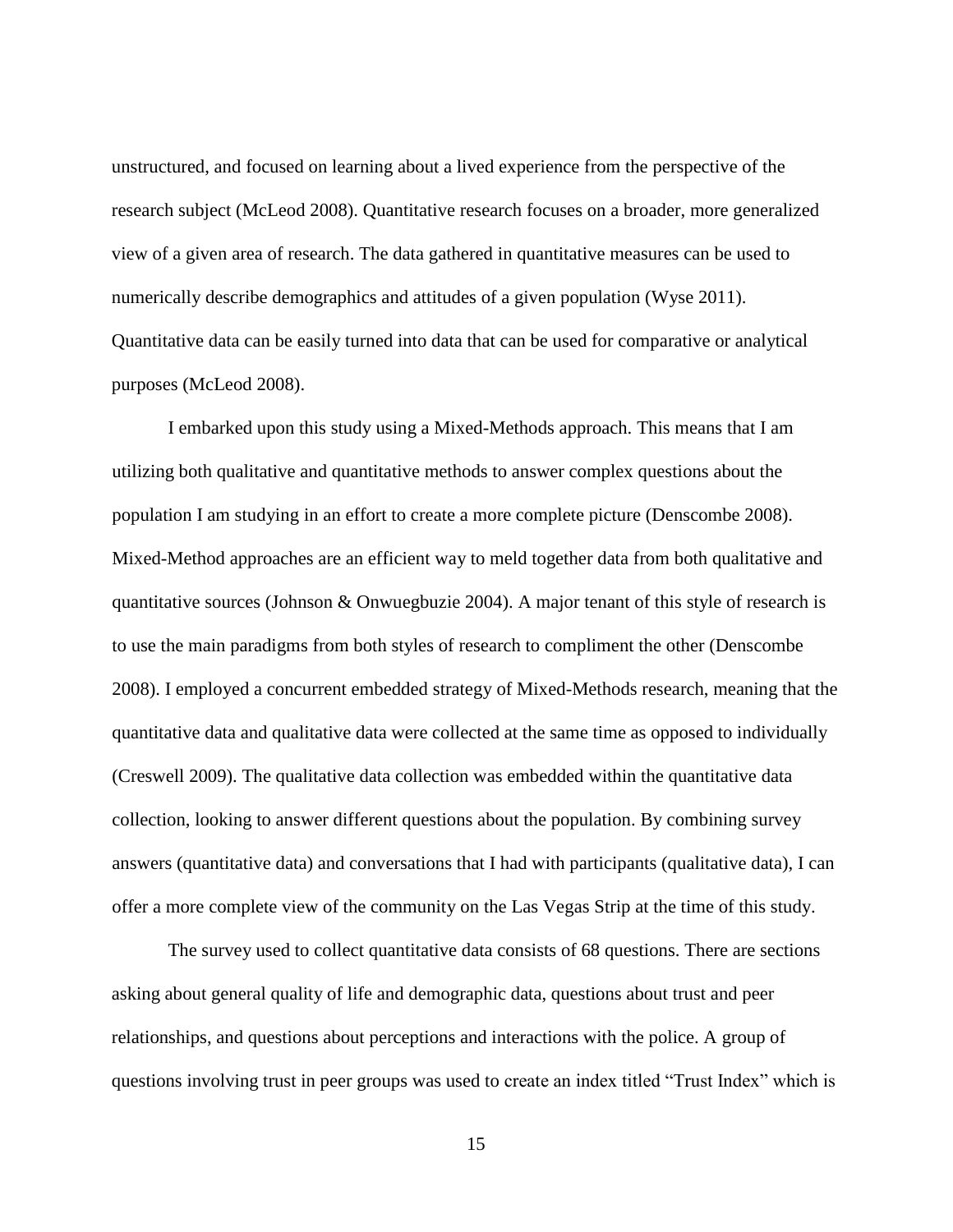unstructured, and focused on learning about a lived experience from the perspective of the research subject (McLeod 2008). Quantitative research focuses on a broader, more generalized view of a given area of research. The data gathered in quantitative measures can be used to numerically describe demographics and attitudes of a given population (Wyse 2011). Quantitative data can be easily turned into data that can be used for comparative or analytical purposes (McLeod 2008).

I embarked upon this study using a Mixed-Methods approach. This means that I am utilizing both qualitative and quantitative methods to answer complex questions about the population I am studying in an effort to create a more complete picture (Denscombe 2008). Mixed-Method approaches are an efficient way to meld together data from both qualitative and quantitative sources (Johnson & Onwuegbuzie 2004). A major tenant of this style of research is to use the main paradigms from both styles of research to compliment the other (Denscombe 2008). I employed a concurrent embedded strategy of Mixed-Methods research, meaning that the quantitative data and qualitative data were collected at the same time as opposed to individually (Creswell 2009). The qualitative data collection was embedded within the quantitative data collection, looking to answer different questions about the population. By combining survey answers (quantitative data) and conversations that I had with participants (qualitative data), I can offer a more complete view of the community on the Las Vegas Strip at the time of this study.

The survey used to collect quantitative data consists of 68 questions. There are sections asking about general quality of life and demographic data, questions about trust and peer relationships, and questions about perceptions and interactions with the police. A group of questions involving trust in peer groups was used to create an index titled "Trust Index" which is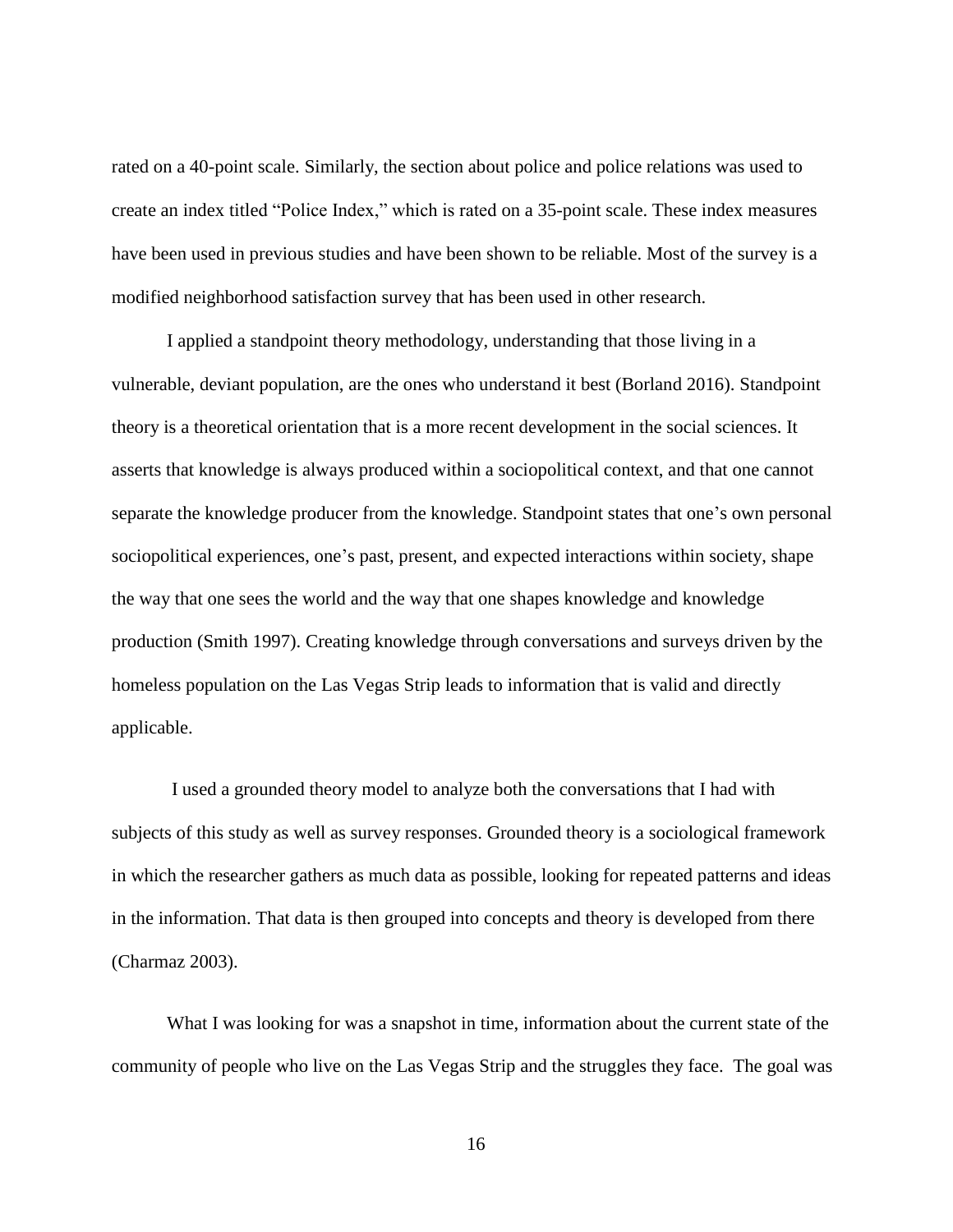rated on a 40-point scale. Similarly, the section about police and police relations was used to create an index titled "Police Index," which is rated on a 35-point scale. These index measures have been used in previous studies and have been shown to be reliable. Most of the survey is a modified neighborhood satisfaction survey that has been used in other research.

I applied a standpoint theory methodology, understanding that those living in a vulnerable, deviant population, are the ones who understand it best (Borland 2016). Standpoint theory is a theoretical orientation that is a more recent development in the social sciences. It asserts that knowledge is always produced within a sociopolitical context, and that one cannot separate the knowledge producer from the knowledge. Standpoint states that one's own personal sociopolitical experiences, one's past, present, and expected interactions within society, shape the way that one sees the world and the way that one shapes knowledge and knowledge production (Smith 1997). Creating knowledge through conversations and surveys driven by the homeless population on the Las Vegas Strip leads to information that is valid and directly applicable.

I used a grounded theory model to analyze both the conversations that I had with subjects of this study as well as survey responses. Grounded theory is a sociological framework in which the researcher gathers as much data as possible, looking for repeated patterns and ideas in the information. That data is then grouped into concepts and theory is developed from there (Charmaz 2003).

What I was looking for was a snapshot in time, information about the current state of the community of people who live on the Las Vegas Strip and the struggles they face. The goal was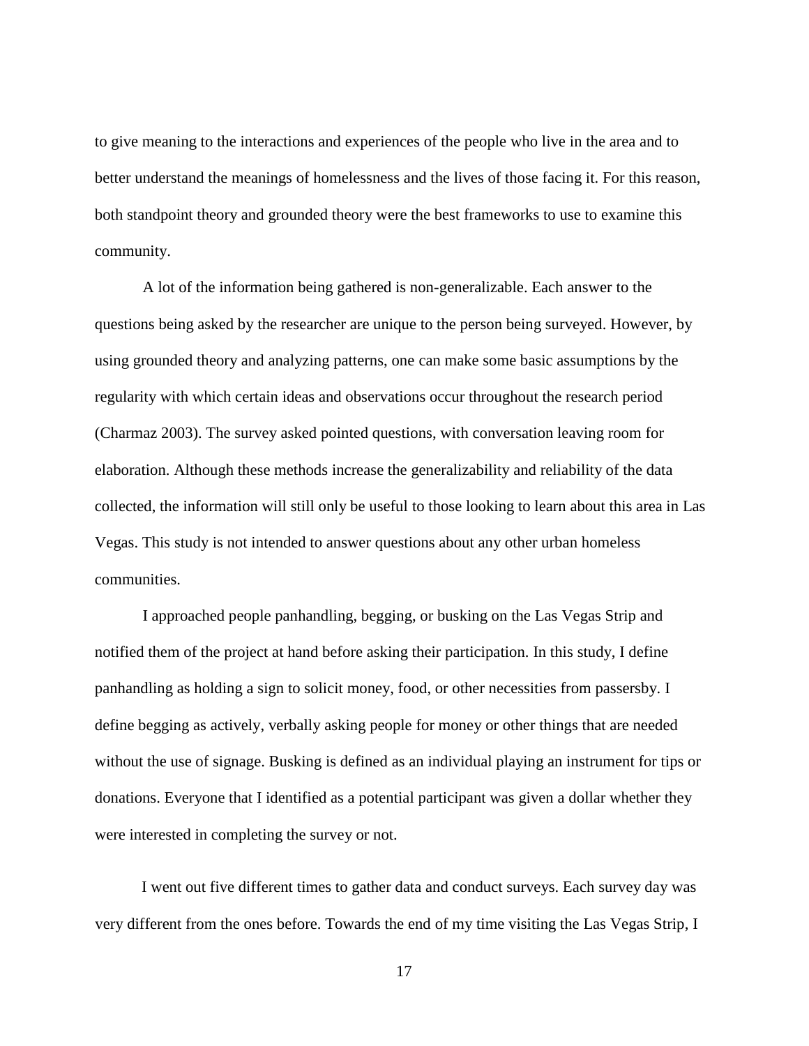to give meaning to the interactions and experiences of the people who live in the area and to better understand the meanings of homelessness and the lives of those facing it. For this reason, both standpoint theory and grounded theory were the best frameworks to use to examine this community.

A lot of the information being gathered is non-generalizable. Each answer to the questions being asked by the researcher are unique to the person being surveyed. However, by using grounded theory and analyzing patterns, one can make some basic assumptions by the regularity with which certain ideas and observations occur throughout the research period (Charmaz 2003). The survey asked pointed questions, with conversation leaving room for elaboration. Although these methods increase the generalizability and reliability of the data collected, the information will still only be useful to those looking to learn about this area in Las Vegas. This study is not intended to answer questions about any other urban homeless communities.

I approached people panhandling, begging, or busking on the Las Vegas Strip and notified them of the project at hand before asking their participation. In this study, I define panhandling as holding a sign to solicit money, food, or other necessities from passersby. I define begging as actively, verbally asking people for money or other things that are needed without the use of signage. Busking is defined as an individual playing an instrument for tips or donations. Everyone that I identified as a potential participant was given a dollar whether they were interested in completing the survey or not.

I went out five different times to gather data and conduct surveys. Each survey day was very different from the ones before. Towards the end of my time visiting the Las Vegas Strip, I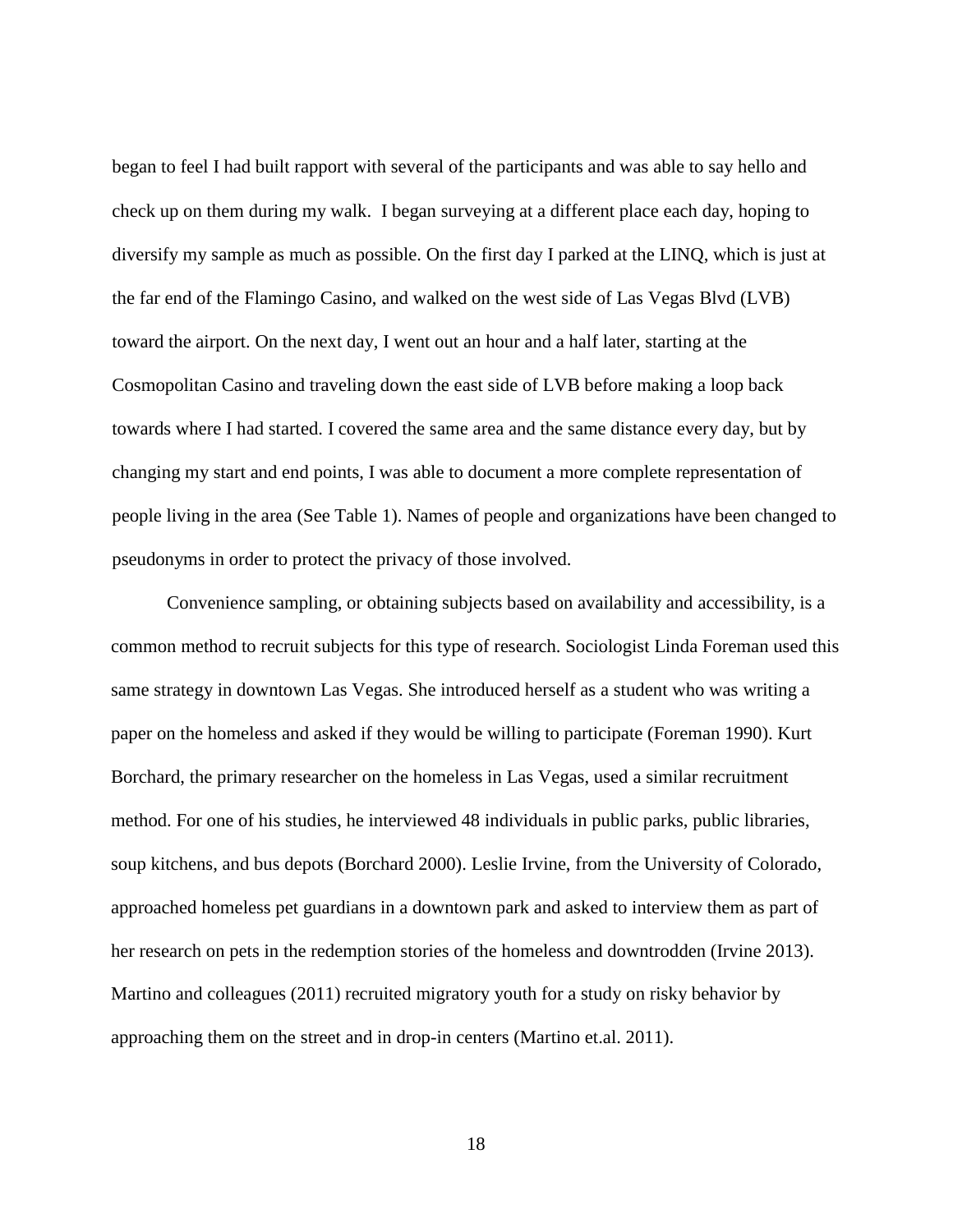began to feel I had built rapport with several of the participants and was able to say hello and check up on them during my walk. I began surveying at a different place each day, hoping to diversify my sample as much as possible. On the first day I parked at the LINQ, which is just at the far end of the Flamingo Casino, and walked on the west side of Las Vegas Blvd (LVB) toward the airport. On the next day, I went out an hour and a half later, starting at the Cosmopolitan Casino and traveling down the east side of LVB before making a loop back towards where I had started. I covered the same area and the same distance every day, but by changing my start and end points, I was able to document a more complete representation of people living in the area (See Table 1). Names of people and organizations have been changed to pseudonyms in order to protect the privacy of those involved.

Convenience sampling, or obtaining subjects based on availability and accessibility, is a common method to recruit subjects for this type of research. Sociologist Linda Foreman used this same strategy in downtown Las Vegas. She introduced herself as a student who was writing a paper on the homeless and asked if they would be willing to participate (Foreman 1990). Kurt Borchard, the primary researcher on the homeless in Las Vegas, used a similar recruitment method. For one of his studies, he interviewed 48 individuals in public parks, public libraries, soup kitchens, and bus depots (Borchard 2000). Leslie Irvine, from the University of Colorado, approached homeless pet guardians in a downtown park and asked to interview them as part of her research on pets in the redemption stories of the homeless and downtrodden (Irvine 2013). Martino and colleagues (2011) recruited migratory youth for a study on risky behavior by approaching them on the street and in drop-in centers (Martino et.al. 2011).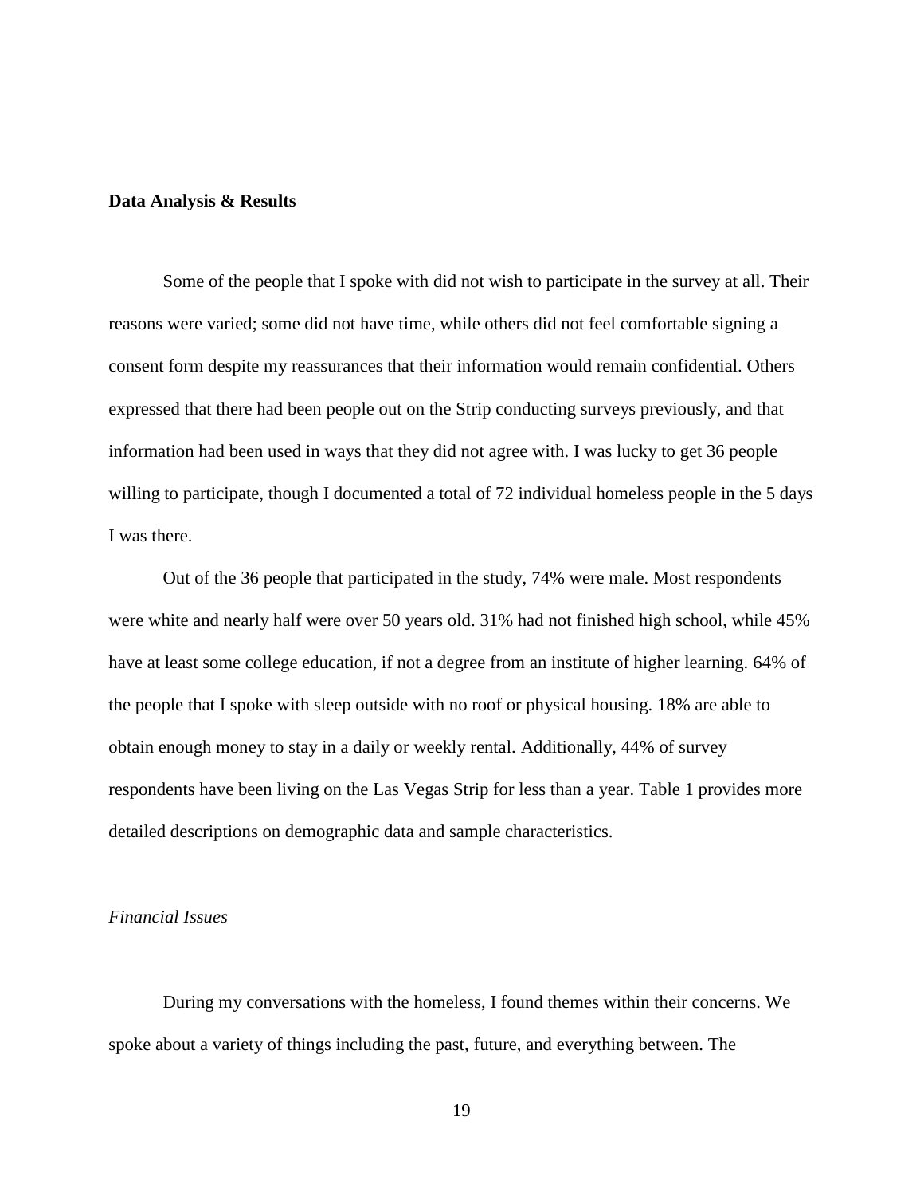## Data Analysis & Results

Some of the people that I spoke with did not wish to participate in the survey at all. Their reasons were varied; some did not have time, while others did not feel comfortable signing a consent form despite my reassurances that their information would remain confidential. Others expressed that there had been people out on the Strip conducting surveys previously, and that information had been used in ways that they did not agree with. I was lucky to get 36 people willing to participate, though I documented a total of 72 individual homeless people in the 5 days I was there.

Out of the 36 people that participated in the study, 74% were male. Most respondents were white and nearly half were over 50 years old. 31% had not finished high school, while 45% have at least some college education, if not a degree from an institute of higher learning. 64% of the people that I spoke with sleep outside with no roof or physical housing. 18% are able to obtain enough money to stay in a daily or weekly rental. Additionally, 44% of survey respondents have been living on the Las Vegas Strip for less than a year. Table 1 provides more detailed descriptions on demographic data and sample characteristics.

### *Financial Issues*

During my conversations with the homeless, I found themes within their concerns. We spoke about a variety of things including the past, future, and everything between. The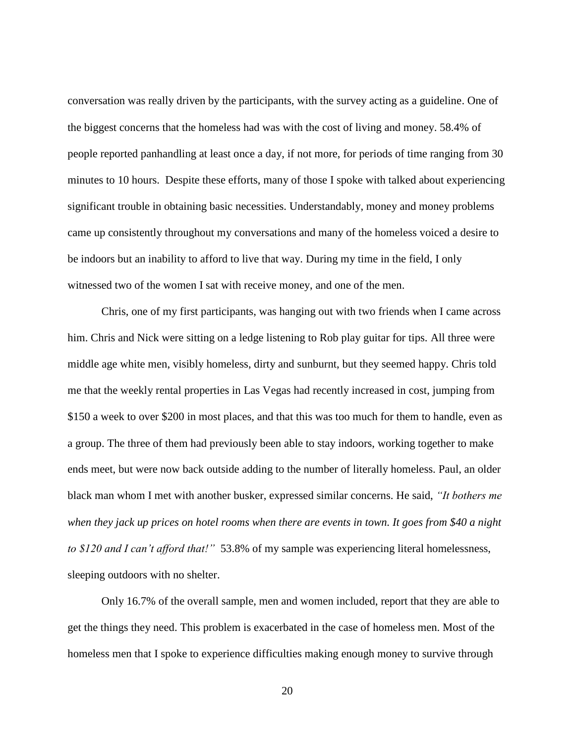conversation was really driven by the participants, with the survey acting as a guideline. One of the biggest concerns that the homeless had was with the cost of living and money. 58.4% of people reported panhandling at least once a day, if not more, for periods of time ranging from 30 minutes to 10 hours. Despite these efforts, many of those I spoke with talked about experiencing significant trouble in obtaining basic necessities. Understandably, money and money problems came up consistently throughout my conversations and many of the homeless voiced a desire to be indoors but an inability to afford to live that way. During my time in the field, I only witnessed two of the women I sat with receive money, and one of the men.

Chris, one of my first participants, was hanging out with two friends when I came across him. Chris and Nick were sitting on a ledge listening to Rob play guitar for tips. All three were middle age white men, visibly homeless, dirty and sunburnt, but they seemed happy. Chris told me that the weekly rental properties in Las Vegas had recently increased in cost, jumping from $150 a week to over $200 in most places, and that this was too much for them to handle, even as a group. The three of them had previously been able to stay indoors, working together to make ends meet, but were now back outside adding to the number of literally homeless. Paul, an older black man whom I met with another busker, expressed similar concerns. He said, *"It bothers me when they jack up prices on hotel rooms when there are events in town. It goes from $40 a night to $120 and I can't afford that!"* 53.8% of my sample was experiencing literal homelessness, sleeping outdoors with no shelter.

Only 16.7% of the overall sample, men and women included, report that they are able to get the things they need. This problem is exacerbated in the case of homeless men. Most of the homeless men that I spoke to experience difficulties making enough money to survive through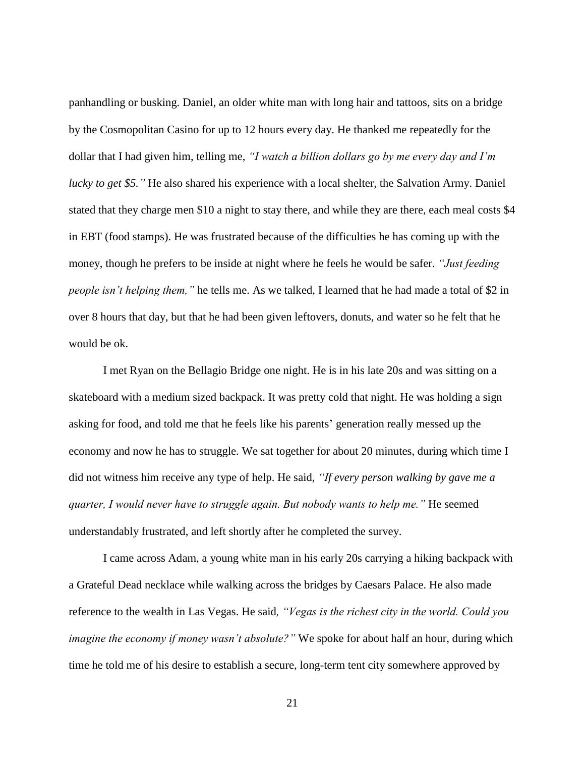panhandling or busking. Daniel, an older white man with long hair and tattoos, sits on a bridge by the Cosmopolitan Casino for up to 12 hours every day. He thanked me repeatedly for the dollar that I had given him, telling me, *"I watch a billion dollars go by me every day and I'm lucky to get $5."* He also shared his experience with a local shelter, the Salvation Army. Daniel stated that they charge men $10 a night to stay there, and while they are there, each meal costs $4 in EBT (food stamps). He was frustrated because of the difficulties he has coming up with the money, though he prefers to be inside at night where he feels he would be safer. *"Just feeding people isn't helping them,"* he tells me. As we talked, I learned that he had made a total of $2 in over 8 hours that day, but that he had been given leftovers, donuts, and water so he felt that he would be ok.

I met Ryan on the Bellagio Bridge one night. He is in his late 20s and was sitting on a skateboard with a medium sized backpack. It was pretty cold that night. He was holding a sign asking for food, and told me that he feels like his parents' generation really messed up the economy and now he has to struggle. We sat together for about 20 minutes, during which time I did not witness him receive any type of help. He said, *"If every person walking by gave me a quarter, I would never have to struggle again. But nobody wants to help me."* He seemed understandably frustrated, and left shortly after he completed the survey.

I came across Adam, a young white man in his early 20s carrying a hiking backpack with a Grateful Dead necklace while walking across the bridges by Caesars Palace. He also made reference to the wealth in Las Vegas. He said, *"Vegas is the richest city in the world. Could you imagine the economy if money wasn't absolute?"* We spoke for about half an hour, during which time he told me of his desire to establish a secure, long-term tent city somewhere approved by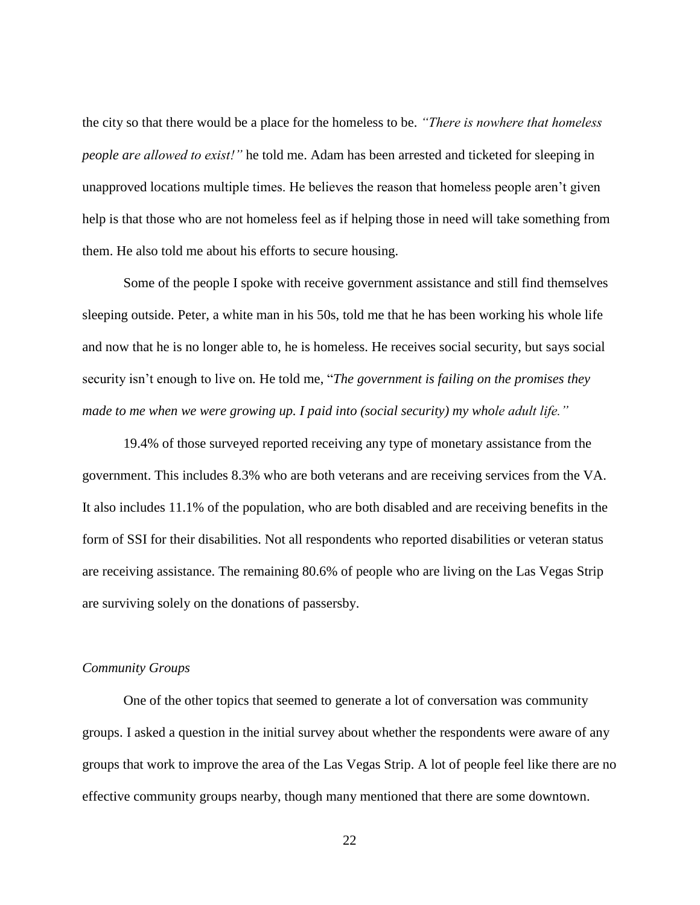the city so that there would be a place for the homeless to be. *"There is nowhere that homeless people are allowed to exist!"* he told me. Adam has been arrested and ticketed for sleeping in unapproved locations multiple times. He believes the reason that homeless people aren't given help is that those who are not homeless feel as if helping those in need will take something from them. He also told me about his efforts to secure housing.

Some of the people I spoke with receive government assistance and still find themselves sleeping outside. Peter, a white man in his 50s, told me that he has been working his whole life and now that he is no longer able to, he is homeless. He receives social security, but says social security isn't enough to live on. He told me, "*The government is failing on the promises they made to me when we were growing up. I paid into (social security) my whole adult life."*

19.4% of those surveyed reported receiving any type of monetary assistance from the government. This includes 8.3% who are both veterans and are receiving services from the VA. It also includes 11.1% of the population, who are both disabled and are receiving benefits in the form of SSI for their disabilities. Not all respondents who reported disabilities or veteran status are receiving assistance. The remaining 80.6% of people who are living on the Las Vegas Strip are surviving solely on the donations of passersby.

*Community Groups*

One of the other topics that seemed to generate a lot of conversation was community groups. I asked a question in the initial survey about whether the respondents were aware of any groups that work to improve the area of the Las Vegas Strip. A lot of people feel like there are no effective community groups nearby, though many mentioned that there are some downtown.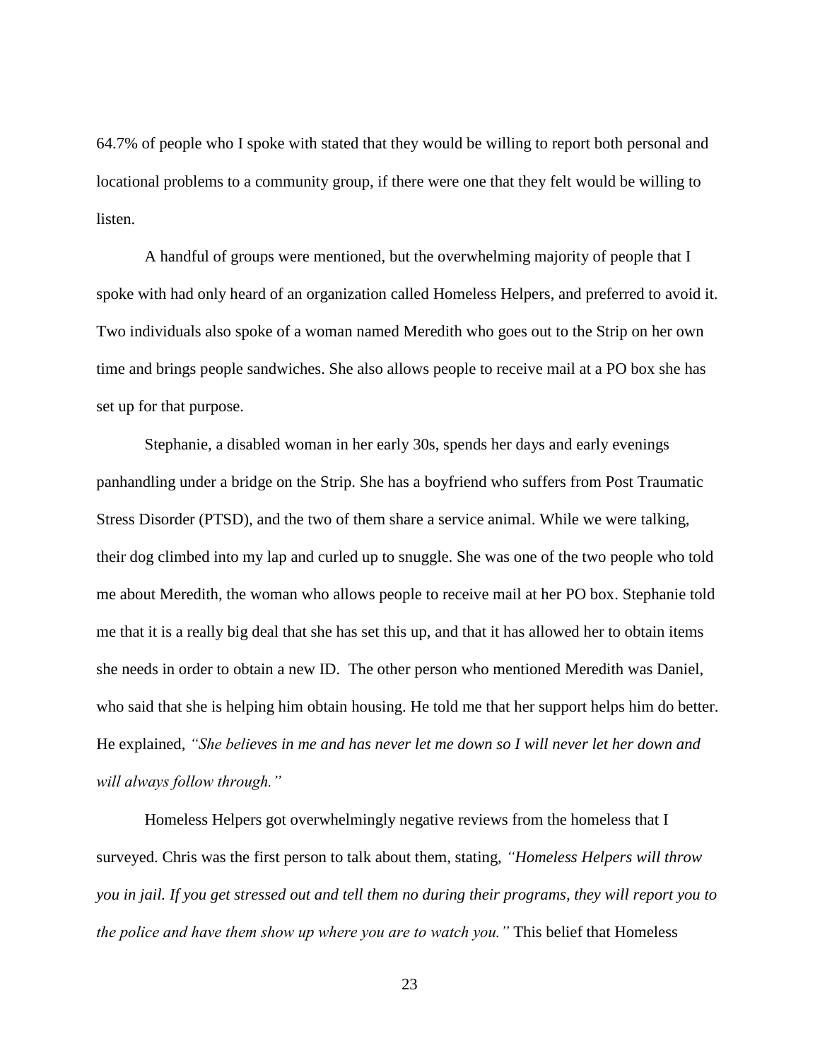64.7% of people who I spoke with stated that they would be willing to report both personal and locational problems to a community group, if there were one that they felt would be willing to listen.

A handful of groups were mentioned, but the overwhelming majority of people that I spoke with had only heard of an organization called Homeless Helpers, and preferred to avoid it. Two individuals also spoke of a woman named Meredith who goes out to the Strip on her own time and brings people sandwiches. She also allows people to receive mail at a PO box she has set up for that purpose.

Stephanie, a disabled woman in her early 30s, spends her days and early evenings panhandling under a bridge on the Strip. She has a boyfriend who suffers from Post Traumatic Stress Disorder (PTSD), and the two of them share a service animal. While we were talking, their dog climbed into my lap and curled up to snuggle. She was one of the two people who told me about Meredith, the woman who allows people to receive mail at her PO box. Stephanie told me that it is a really big deal that she has set this up, and that it has allowed her to obtain items she needs in order to obtain a new ID. The other person who mentioned Meredith was Daniel, who said that she is helping him obtain housing. He told me that her support helps him do better. He explained, *"She believes in me and has never let me down so I will never let her down and will always follow through."*

Homeless Helpers got overwhelmingly negative reviews from the homeless that I surveyed. Chris was the first person to talk about them, stating, *"Homeless Helpers will throw you in jail. If you get stressed out and tell them no during their programs, they will report you to the police and have them show up where you are to watch you."* This belief that Homeless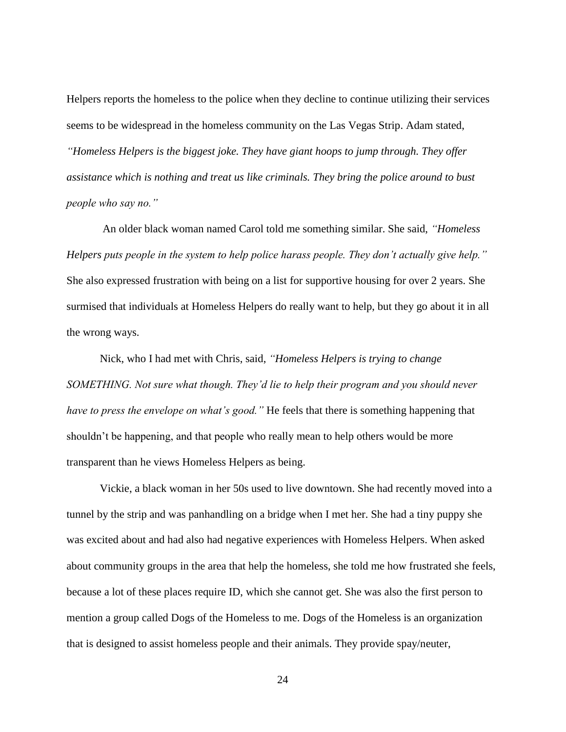Helpers reports the homeless to the police when they decline to continue utilizing their services seems to be widespread in the homeless community on the Las Vegas Strip. Adam stated, *"Homeless Helpers is the biggest joke. They have giant hoops to jump through. They offer assistance which is nothing and treat us like criminals. They bring the police around to bust people who say no."*

An older black woman named Carol told me something similar. She said, *"Homeless Helpers puts people in the system to help police harass people. They don't actually give help."* She also expressed frustration with being on a list for supportive housing for over 2 years. She surmised that individuals at Homeless Helpers do really want to help, but they go about it in all the wrong ways.

Nick, who I had met with Chris, said, *"Homeless Helpers is trying to change SOMETHING. Not sure what though. They'd lie to help their program and you should never have to press the envelope on what's good."* He feels that there is something happening that shouldn't be happening, and that people who really mean to help others would be more transparent than he views Homeless Helpers as being.

Vickie, a black woman in her 50s used to live downtown. She had recently moved into a tunnel by the strip and was panhandling on a bridge when I met her. She had a tiny puppy she was excited about and had also had negative experiences with Homeless Helpers. When asked about community groups in the area that help the homeless, she told me how frustrated she feels, because a lot of these places require ID, which she cannot get. She was also the first person to mention a group called Dogs of the Homeless to me. Dogs of the Homeless is an organization that is designed to assist homeless people and their animals. They provide spay/neuter,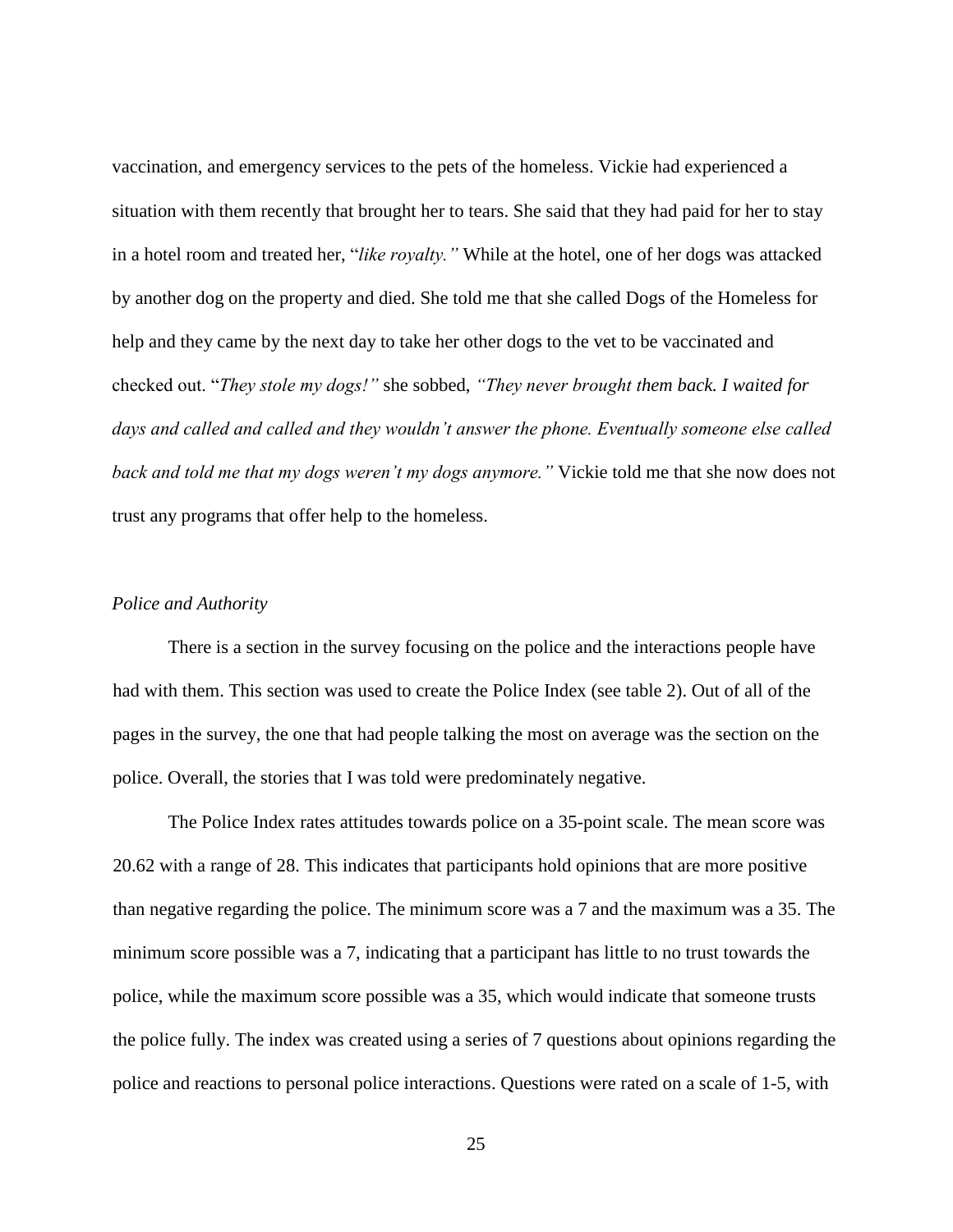vaccination, and emergency services to the pets of the homeless. Vickie had experienced a situation with them recently that brought her to tears. She said that they had paid for her to stay in a hotel room and treated her, "*like royalty.*" While at the hotel, one of her dogs was attacked by another dog on the property and died. She told me that she called Dogs of the Homeless for help and they came by the next day to take her other dogs to the vet to be vaccinated and checked out. "*They stole my dogs!*" she sobbed, *"They never brought them back. I waited for days and called and called and they wouldn't answer the phone. Eventually someone else called back and told me that my dogs weren't my dogs anymore."* Vickie told me that she now does not trust any programs that offer help to the homeless.

### *Police and Authority*

There is a section in the survey focusing on the police and the interactions people have had with them. This section was used to create the Police Index (see table 2). Out of all of the pages in the survey, the one that had people talking the most on average was the section on the police. Overall, the stories that I was told were predominately negative.

The Police Index rates attitudes towards police on a 35-point scale. The mean score was 20.62 with a range of 28. This indicates that participants hold opinions that are more positive than negative regarding the police. The minimum score was a 7 and the maximum was a 35. The minimum score possible was a 7, indicating that a participant has little to no trust towards the police, while the maximum score possible was a 35, which would indicate that someone trusts the police fully. The index was created using a series of 7 questions about opinions regarding the police and reactions to personal police interactions. Questions were rated on a scale of 1-5, with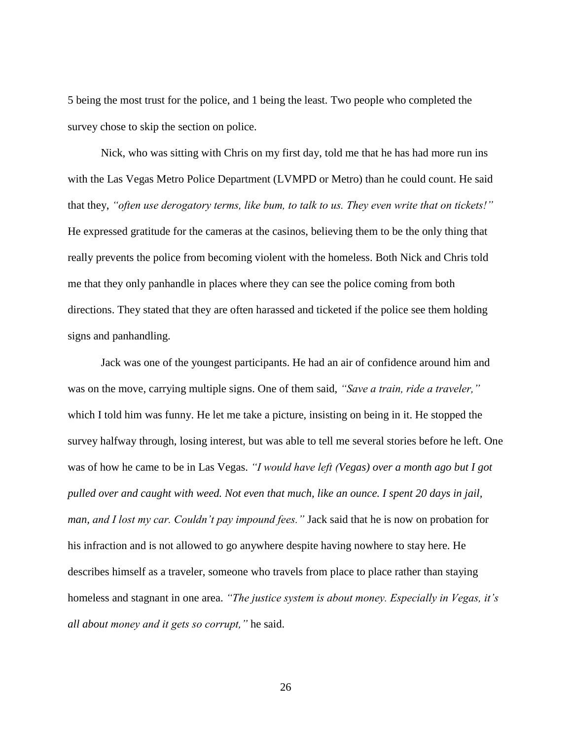5 being the most trust for the police, and 1 being the least. Two people who completed the survey chose to skip the section on police.

Nick, who was sitting with Chris on my first day, told me that he has had more run ins with the Las Vegas Metro Police Department (LVMPD or Metro) than he could count. He said that they, *"often use derogatory terms, like bum, to talk to us. They even write that on tickets!"* He expressed gratitude for the cameras at the casinos, believing them to be the only thing that really prevents the police from becoming violent with the homeless. Both Nick and Chris told me that they only panhandle in places where they can see the police coming from both directions. They stated that they are often harassed and ticketed if the police see them holding signs and panhandling.

Jack was one of the youngest participants. He had an air of confidence around him and was on the move, carrying multiple signs. One of them said, *"Save a train, ride a traveler,"* which I told him was funny. He let me take a picture, insisting on being in it. He stopped the survey halfway through, losing interest, but was able to tell me several stories before he left. One was of how he came to be in Las Vegas. *"I would have left (Vegas) over a month ago but I got pulled over and caught with weed. Not even that much, like an ounce. I spent 20 days in jail, man, and I lost my car. Couldn't pay impound fees."* Jack said that he is now on probation for his infraction and is not allowed to go anywhere despite having nowhere to stay here. He describes himself as a traveler, someone who travels from place to place rather than staying homeless and stagnant in one area. *"The justice system is about money. Especially in Vegas, it's all about money and it gets so corrupt,"* he said.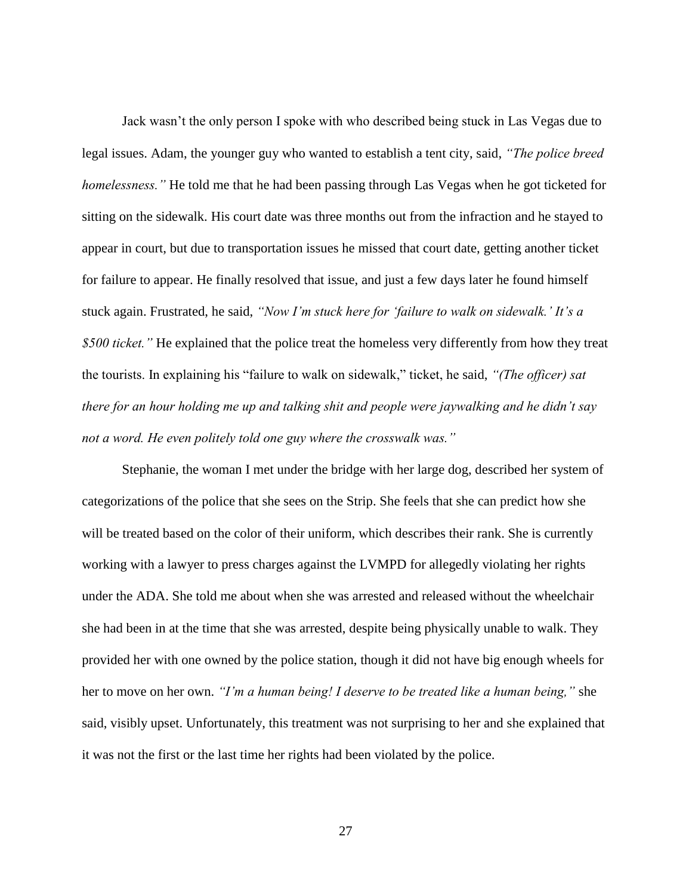Jack wasn't the only person I spoke with who described being stuck in Las Vegas due to legal issues. Adam, the younger guy who wanted to establish a tent city, said, *"The police breed homelessness."* He told me that he had been passing through Las Vegas when he got ticketed for sitting on the sidewalk. His court date was three months out from the infraction and he stayed to appear in court, but due to transportation issues he missed that court date, getting another ticket for failure to appear. He finally resolved that issue, and just a few days later he found himself stuck again. Frustrated, he said, *"Now I'm stuck here for 'failure to walk on sidewalk.' It's a $500 ticket."* He explained that the police treat the homeless very differently from how they treat the tourists. In explaining his "failure to walk on sidewalk," ticket, he said, *"(The officer) sat there for an hour holding me up and talking shit and people were jaywalking and he didn't say not a word. He even politely told one guy where the crosswalk was."*

Stephanie, the woman I met under the bridge with her large dog, described her system of categorizations of the police that she sees on the Strip. She feels that she can predict how she will be treated based on the color of their uniform, which describes their rank. She is currently working with a lawyer to press charges against the LVMPD for allegedly violating her rights under the ADA. She told me about when she was arrested and released without the wheelchair she had been in at the time that she was arrested, despite being physically unable to walk. They provided her with one owned by the police station, though it did not have big enough wheels for her to move on her own. *"I'm a human being! I deserve to be treated like a human being,"* she said, visibly upset. Unfortunately, this treatment was not surprising to her and she explained that it was not the first or the last time her rights had been violated by the police.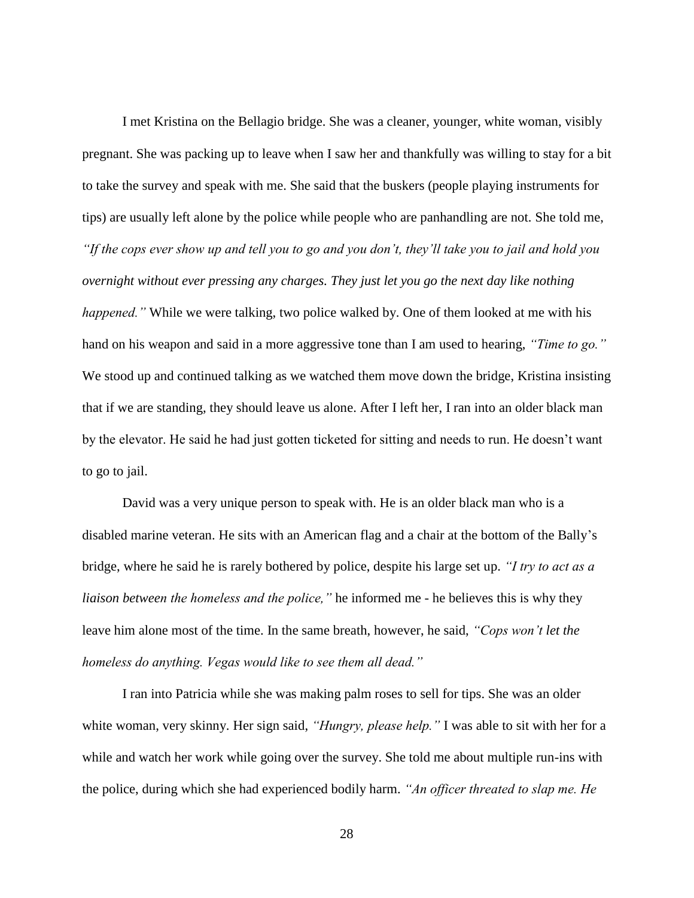I met Kristina on the Bellagio bridge. She was a cleaner, younger, white woman, visibly pregnant. She was packing up to leave when I saw her and thankfully was willing to stay for a bit to take the survey and speak with me. She said that the buskers (people playing instruments for tips) are usually left alone by the police while people who are panhandling are not. She told me, *"If the cops ever show up and tell you to go and you don't, they'll take you to jail and hold you overnight without ever pressing any charges. They just let you go the next day like nothing happened."* While we were talking, two police walked by. One of them looked at me with his hand on his weapon and said in a more aggressive tone than I am used to hearing, *"Time to go."* We stood up and continued talking as we watched them move down the bridge, Kristina insisting that if we are standing, they should leave us alone. After I left her, I ran into an older black man by the elevator. He said he had just gotten ticketed for sitting and needs to run. He doesn't want to go to jail.

David was a very unique person to speak with. He is an older black man who is a disabled marine veteran. He sits with an American flag and a chair at the bottom of the Bally's bridge, where he said he is rarely bothered by police, despite his large set up. *"I try to act as a liaison between the homeless and the police,"* he informed me - he believes this is why they leave him alone most of the time. In the same breath, however, he said, *"Cops won't let the homeless do anything. Vegas would like to see them all dead."*

I ran into Patricia while she was making palm roses to sell for tips. She was an older white woman, very skinny. Her sign said, *"Hungry, please help."* I was able to sit with her for a while and watch her work while going over the survey. She told me about multiple run-ins with the police, during which she had experienced bodily harm. *"An officer threated to slap me. He*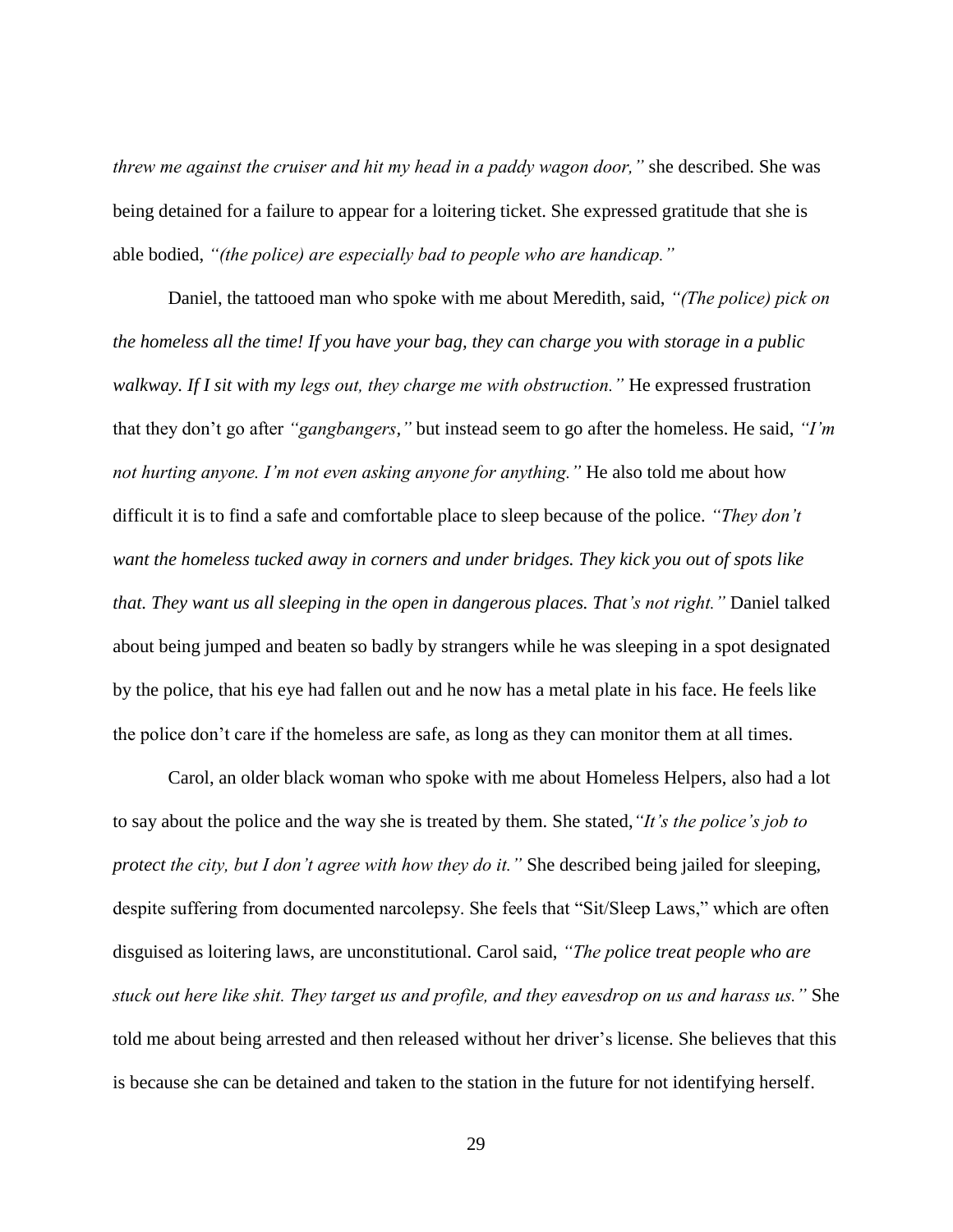*threw me against the cruiser and hit my head in a paddy wagon door,"* she described. She was being detained for a failure to appear for a loitering ticket. She expressed gratitude that she is able bodied, *"(the police) are especially bad to people who are handicap."*

Daniel, the tattooed man who spoke with me about Meredith, said, *"(The police) pick on the homeless all the time! If you have your bag, they can charge you with storage in a public walkway. If I sit with my legs out, they charge me with obstruction."* He expressed frustration that they don't go after *"gangbangers,"* but instead seem to go after the homeless. He said, *"I'm not hurting anyone. I'm not even asking anyone for anything."* He also told me about how difficult it is to find a safe and comfortable place to sleep because of the police. *"They don't want the homeless tucked away in corners and under bridges. They kick you out of spots like that. They want us all sleeping in the open in dangerous places. That's not right."* Daniel talked about being jumped and beaten so badly by strangers while he was sleeping in a spot designated by the police, that his eye had fallen out and he now has a metal plate in his face. He feels like the police don't care if the homeless are safe, as long as they can monitor them at all times.

Carol, an older black woman who spoke with me about Homeless Helpers, also had a lot to say about the police and the way she is treated by them. She stated,*"It's the police's job to protect the city, but I don't agree with how they do it."* She described being jailed for sleeping, despite suffering from documented narcolepsy. She feels that "Sit/Sleep Laws," which are often disguised as loitering laws, are unconstitutional. Carol said, *"The police treat people who are stuck out here like shit. They target us and profile, and they eavesdrop on us and harass us."* She told me about being arrested and then released without her driver's license. She believes that this is because she can be detained and taken to the station in the future for not identifying herself.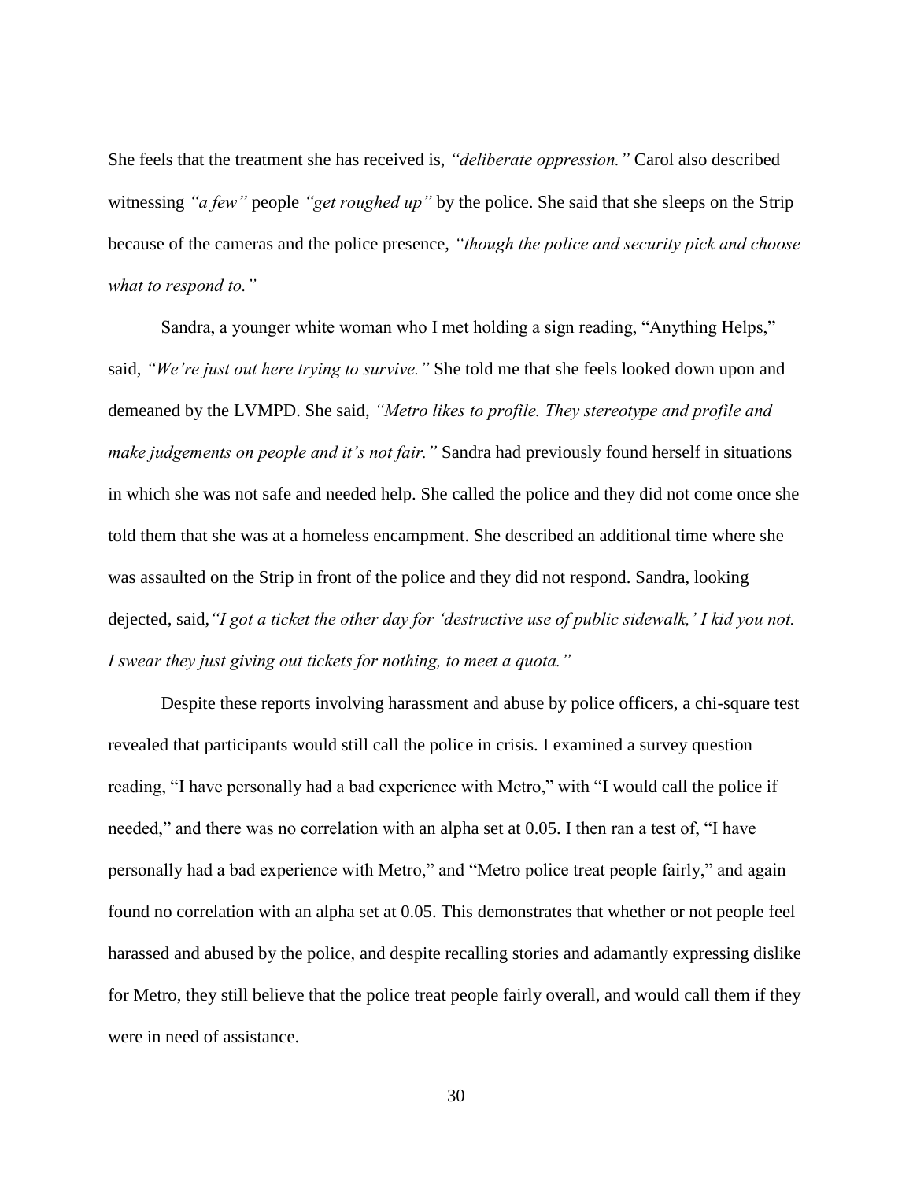She feels that the treatment she has received is, *"deliberate oppression."* Carol also described witnessing *"a few"* people *"get roughed up"* by the police. She said that she sleeps on the Strip because of the cameras and the police presence, *"though the police and security pick and choose what to respond to."*

Sandra, a younger white woman who I met holding a sign reading, "Anything Helps," said, *"We're just out here trying to survive."* She told me that she feels looked down upon and demeaned by the LVMPD. She said, *"Metro likes to profile. They stereotype and profile and make judgements on people and it's not fair."* Sandra had previously found herself in situations in which she was not safe and needed help. She called the police and they did not come once she told them that she was at a homeless encampment. She described an additional time where she was assaulted on the Strip in front of the police and they did not respond. Sandra, looking dejected, said,*"I got a ticket the other day for 'destructive use of public sidewalk,' I kid you not. I swear they just giving out tickets for nothing, to meet a quota."*

Despite these reports involving harassment and abuse by police officers, a chi-square test revealed that participants would still call the police in crisis. I examined a survey question reading, "I have personally had a bad experience with Metro," with "I would call the police if needed," and there was no correlation with an alpha set at 0.05. I then ran a test of, "I have personally had a bad experience with Metro," and "Metro police treat people fairly," and again found no correlation with an alpha set at 0.05. This demonstrates that whether or not people feel harassed and abused by the police, and despite recalling stories and adamantly expressing dislike for Metro, they still believe that the police treat people fairly overall, and would call them if they were in need of assistance.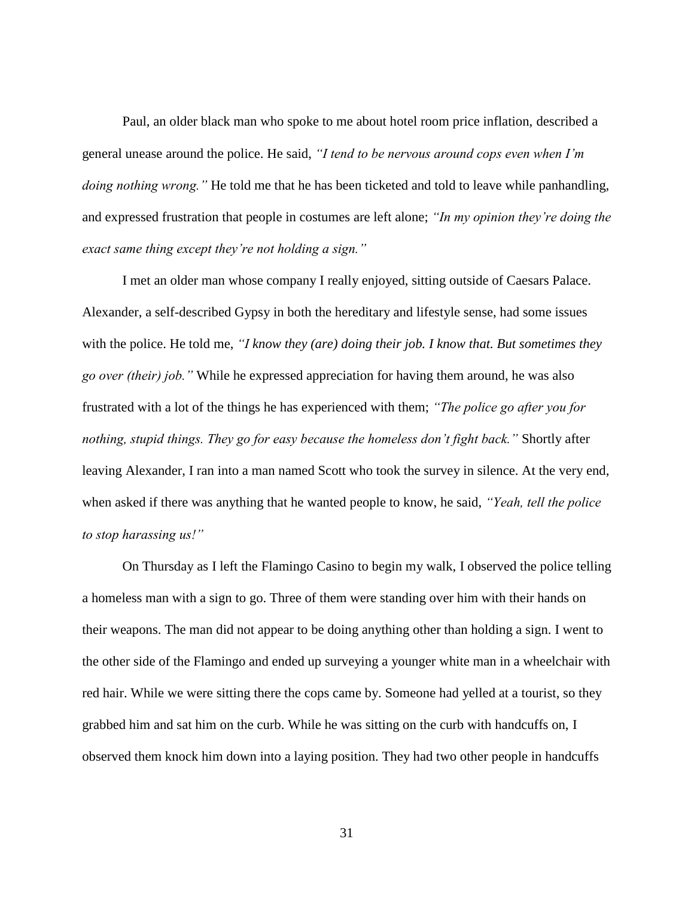Paul, an older black man who spoke to me about hotel room price inflation, described a general unease around the police. He said, *"I tend to be nervous around cops even when I'm doing nothing wrong."* He told me that he has been ticketed and told to leave while panhandling, and expressed frustration that people in costumes are left alone; *"In my opinion they're doing the exact same thing except they're not holding a sign."*

I met an older man whose company I really enjoyed, sitting outside of Caesars Palace. Alexander, a self-described Gypsy in both the hereditary and lifestyle sense, had some issues with the police. He told me, *"I know they (are) doing their job. I know that. But sometimes they go over (their) job."* While he expressed appreciation for having them around, he was also frustrated with a lot of the things he has experienced with them; *"The police go after you for nothing, stupid things. They go for easy because the homeless don't fight back."* Shortly after leaving Alexander, I ran into a man named Scott who took the survey in silence. At the very end, when asked if there was anything that he wanted people to know, he said, *"Yeah, tell the police to stop harassing us!"*

On Thursday as I left the Flamingo Casino to begin my walk, I observed the police telling a homeless man with a sign to go. Three of them were standing over him with their hands on their weapons. The man did not appear to be doing anything other than holding a sign. I went to the other side of the Flamingo and ended up surveying a younger white man in a wheelchair with red hair. While we were sitting there the cops came by. Someone had yelled at a tourist, so they grabbed him and sat him on the curb. While he was sitting on the curb with handcuffs on, I observed them knock him down into a laying position. They had two other people in handcuffs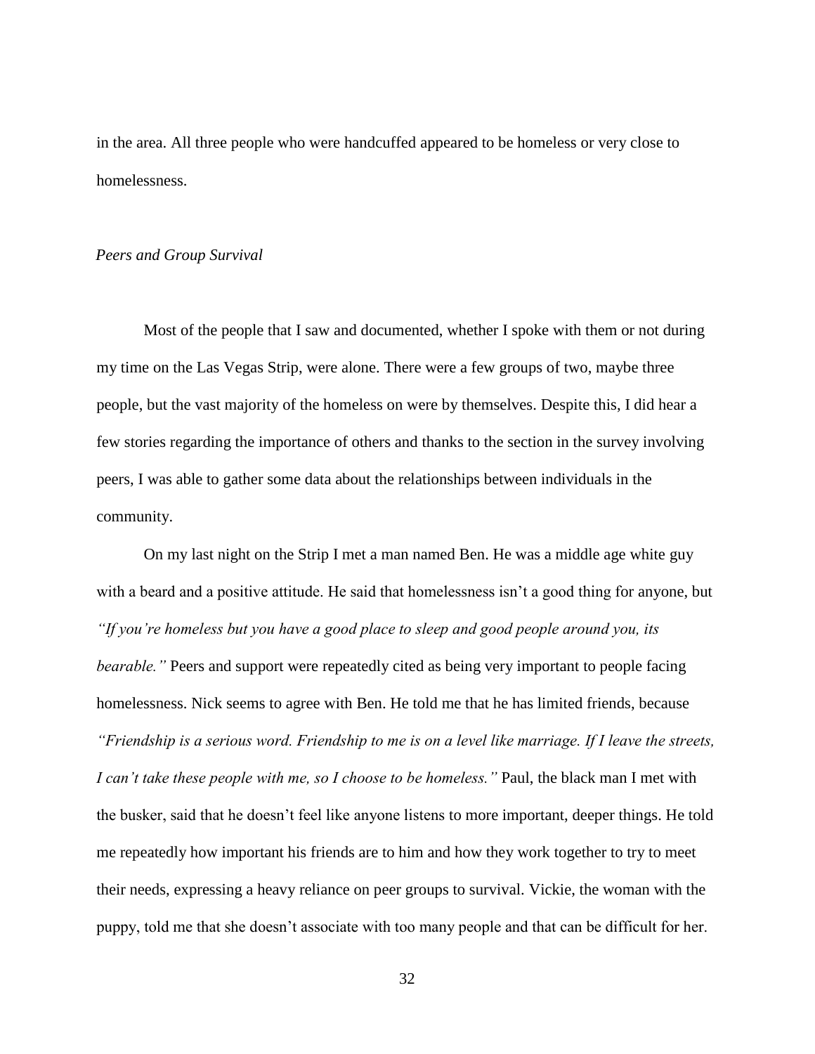in the area. All three people who were handcuffed appeared to be homeless or very close to homelessness.

*Peers and Group Survival*

Most of the people that I saw and documented, whether I spoke with them or not during my time on the Las Vegas Strip, were alone. There were a few groups of two, maybe three people, but the vast majority of the homeless on were by themselves. Despite this, I did hear a few stories regarding the importance of others and thanks to the section in the survey involving peers, I was able to gather some data about the relationships between individuals in the community.

On my last night on the Strip I met a man named Ben. He was a middle age white guy with a beard and a positive attitude. He said that homelessness isn't a good thing for anyone, but *"If you're homeless but you have a good place to sleep and good people around you, its bearable."* Peers and support were repeatedly cited as being very important to people facing homelessness. Nick seems to agree with Ben. He told me that he has limited friends, because *"Friendship is a serious word. Friendship to me is on a level like marriage. If I leave the streets, I can't take these people with me, so I choose to be homeless."* Paul, the black man I met with the busker, said that he doesn't feel like anyone listens to more important, deeper things. He told me repeatedly how important his friends are to him and how they work together to try to meet their needs, expressing a heavy reliance on peer groups to survival. Vickie, the woman with the puppy, told me that she doesn't associate with too many people and that can be difficult for her.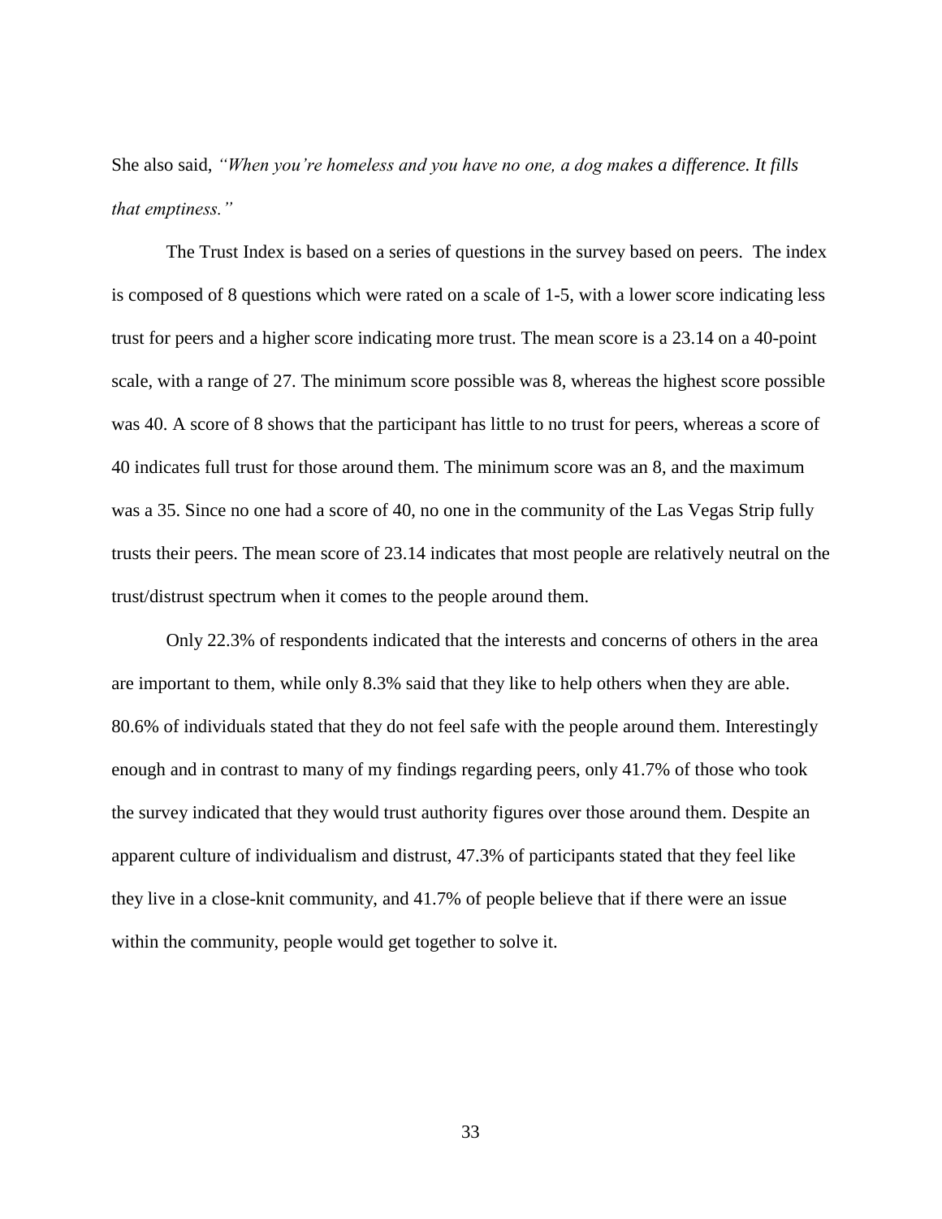She also said, *"When you're homeless and you have no one, a dog makes a difference. It fills that emptiness."*

The Trust Index is based on a series of questions in the survey based on peers. The index is composed of 8 questions which were rated on a scale of 1-5, with a lower score indicating less trust for peers and a higher score indicating more trust. The mean score is a 23.14 on a 40-point scale, with a range of 27. The minimum score possible was 8, whereas the highest score possible was 40. A score of 8 shows that the participant has little to no trust for peers, whereas a score of 40 indicates full trust for those around them. The minimum score was an 8, and the maximum was a 35. Since no one had a score of 40, no one in the community of the Las Vegas Strip fully trusts their peers. The mean score of 23.14 indicates that most people are relatively neutral on the trust/distrust spectrum when it comes to the people around them.

Only 22.3% of respondents indicated that the interests and concerns of others in the area are important to them, while only 8.3% said that they like to help others when they are able. 80.6% of individuals stated that they do not feel safe with the people around them. Interestingly enough and in contrast to many of my findings regarding peers, only 41.7% of those who took the survey indicated that they would trust authority figures over those around them. Despite an apparent culture of individualism and distrust, 47.3% of participants stated that they feel like they live in a close-knit community, and 41.7% of people believe that if there were an issue within the community, people would get together to solve it.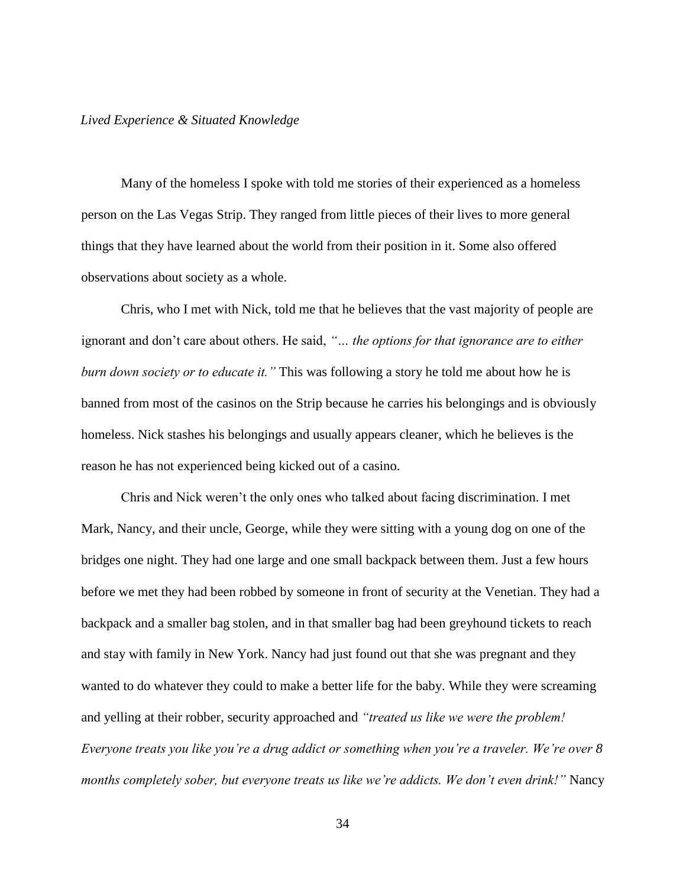*Lived Experience & Situated Knowledge*

Many of the homeless I spoke with told me stories of their experienced as a homeless person on the Las Vegas Strip. They ranged from little pieces of their lives to more general things that they have learned about the world from their position in it. Some also offered observations about society as a whole.

Chris, who I met with Nick, told me that he believes that the vast majority of people are ignorant and don't care about others. He said, *"… the options for that ignorance are to either burn down society or to educate it."* This was following a story he told me about how he is banned from most of the casinos on the Strip because he carries his belongings and is obviously homeless. Nick stashes his belongings and usually appears cleaner, which he believes is the reason he has not experienced being kicked out of a casino.

Chris and Nick weren't the only ones who talked about facing discrimination. I met Mark, Nancy, and their uncle, George, while they were sitting with a young dog on one of the bridges one night. They had one large and one small backpack between them. Just a few hours before we met they had been robbed by someone in front of security at the Venetian. They had a backpack and a smaller bag stolen, and in that smaller bag had been greyhound tickets to reach and stay with family in New York. Nancy had just found out that she was pregnant and they wanted to do whatever they could to make a better life for the baby. While they were screaming and yelling at their robber, security approached and *"treated us like we were the problem! Everyone treats you like you're a drug addict or something when you're a traveler. We're over 8 months completely sober, but everyone treats us like we're addicts. We don't even drink!"* Nancy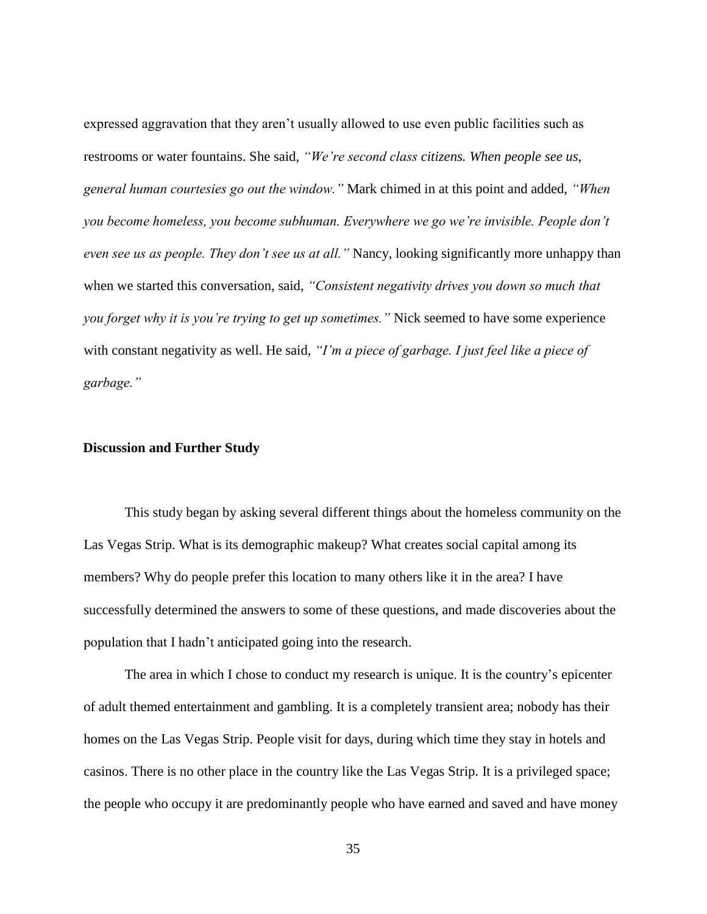expressed aggravation that they aren't usually allowed to use even public facilities such as restrooms or water fountains. She said, *"We're second class citizens. When people see us, general human courtesies go out the window."* Mark chimed in at this point and added, *"When you become homeless, you become subhuman. Everywhere we go we're invisible. People don't even see us as people. They don't see us at all."* Nancy, looking significantly more unhappy than when we started this conversation, said, *"Consistent negativity drives you down so much that you forget why it is you're trying to get up sometimes."* Nick seemed to have some experience with constant negativity as well. He said, *"I'm a piece of garbage. I just feel like a piece of garbage."*

## Discussion and Further Study

This study began by asking several different things about the homeless community on the Las Vegas Strip. What is its demographic makeup? What creates social capital among its members? Why do people prefer this location to many others like it in the area? I have successfully determined the answers to some of these questions, and made discoveries about the population that I hadn't anticipated going into the research.

The area in which I chose to conduct my research is unique. It is the country's epicenter of adult themed entertainment and gambling. It is a completely transient area; nobody has their homes on the Las Vegas Strip. People visit for days, during which time they stay in hotels and casinos. There is no other place in the country like the Las Vegas Strip. It is a privileged space; the people who occupy it are predominantly people who have earned and saved and have money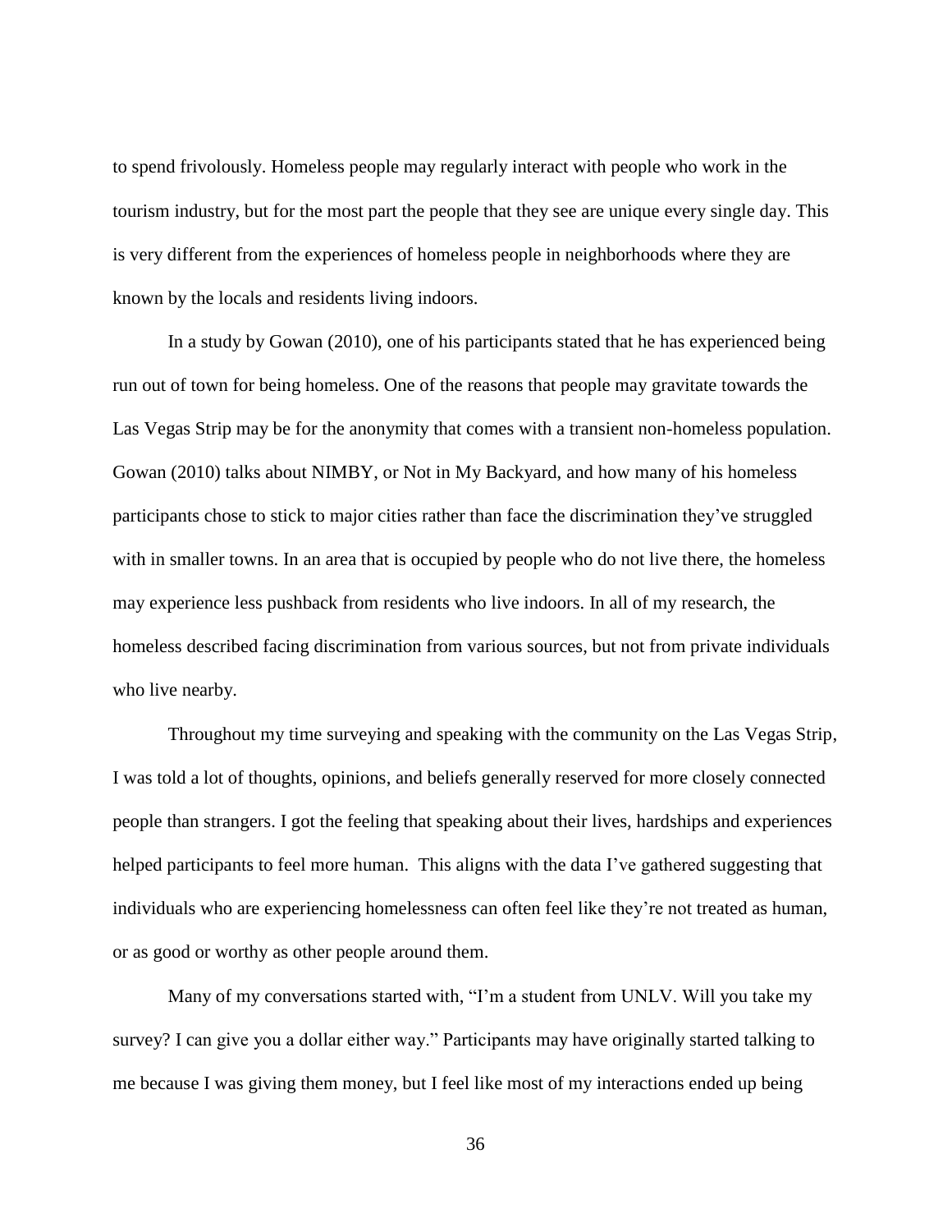to spend frivolously. Homeless people may regularly interact with people who work in the tourism industry, but for the most part the people that they see are unique every single day. This is very different from the experiences of homeless people in neighborhoods where they are known by the locals and residents living indoors.

In a study by Gowan (2010), one of his participants stated that he has experienced being run out of town for being homeless. One of the reasons that people may gravitate towards the Las Vegas Strip may be for the anonymity that comes with a transient non-homeless population. Gowan (2010) talks about NIMBY, or Not in My Backyard, and how many of his homeless participants chose to stick to major cities rather than face the discrimination they've struggled with in smaller towns. In an area that is occupied by people who do not live there, the homeless may experience less pushback from residents who live indoors. In all of my research, the homeless described facing discrimination from various sources, but not from private individuals who live nearby.

Throughout my time surveying and speaking with the community on the Las Vegas Strip, I was told a lot of thoughts, opinions, and beliefs generally reserved for more closely connected people than strangers. I got the feeling that speaking about their lives, hardships and experiences helped participants to feel more human. This aligns with the data I've gathered suggesting that individuals who are experiencing homelessness can often feel like they're not treated as human, or as good or worthy as other people around them.

Many of my conversations started with, "I'm a student from UNLV. Will you take my survey? I can give you a dollar either way." Participants may have originally started talking to me because I was giving them money, but I feel like most of my interactions ended up being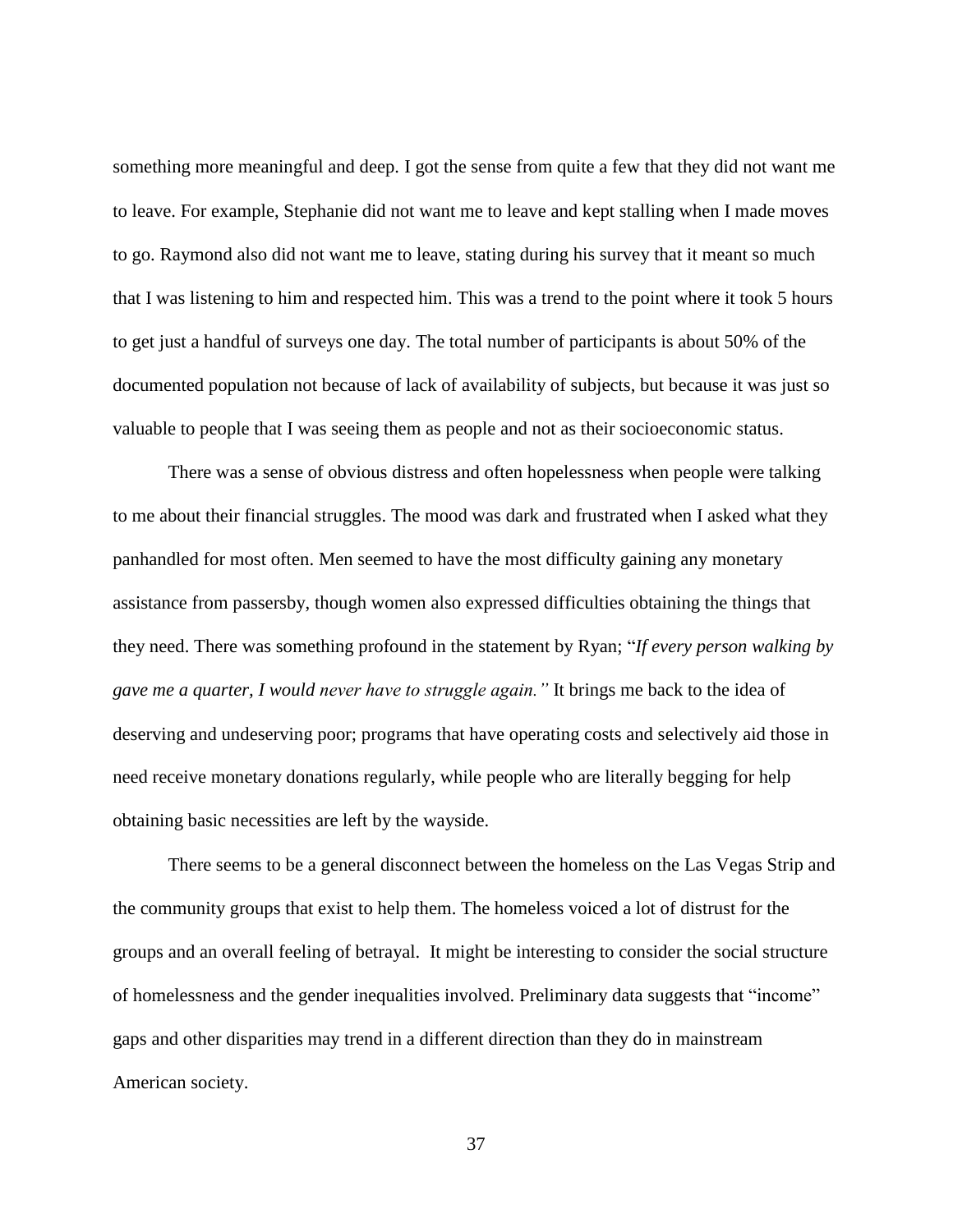something more meaningful and deep. I got the sense from quite a few that they did not want me to leave. For example, Stephanie did not want me to leave and kept stalling when I made moves to go. Raymond also did not want me to leave, stating during his survey that it meant so much that I was listening to him and respected him. This was a trend to the point where it took 5 hours to get just a handful of surveys one day. The total number of participants is about 50% of the documented population not because of lack of availability of subjects, but because it was just so valuable to people that I was seeing them as people and not as their socioeconomic status.

There was a sense of obvious distress and often hopelessness when people were talking to me about their financial struggles. The mood was dark and frustrated when I asked what they panhandled for most often. Men seemed to have the most difficulty gaining any monetary assistance from passersby, though women also expressed difficulties obtaining the things that they need. There was something profound in the statement by Ryan; "*If every person walking by gave me a quarter, I would never have to struggle again."* It brings me back to the idea of deserving and undeserving poor; programs that have operating costs and selectively aid those in need receive monetary donations regularly, while people who are literally begging for help obtaining basic necessities are left by the wayside.

There seems to be a general disconnect between the homeless on the Las Vegas Strip and the community groups that exist to help them. The homeless voiced a lot of distrust for the groups and an overall feeling of betrayal. It might be interesting to consider the social structure of homelessness and the gender inequalities involved. Preliminary data suggests that "income" gaps and other disparities may trend in a different direction than they do in mainstream American society.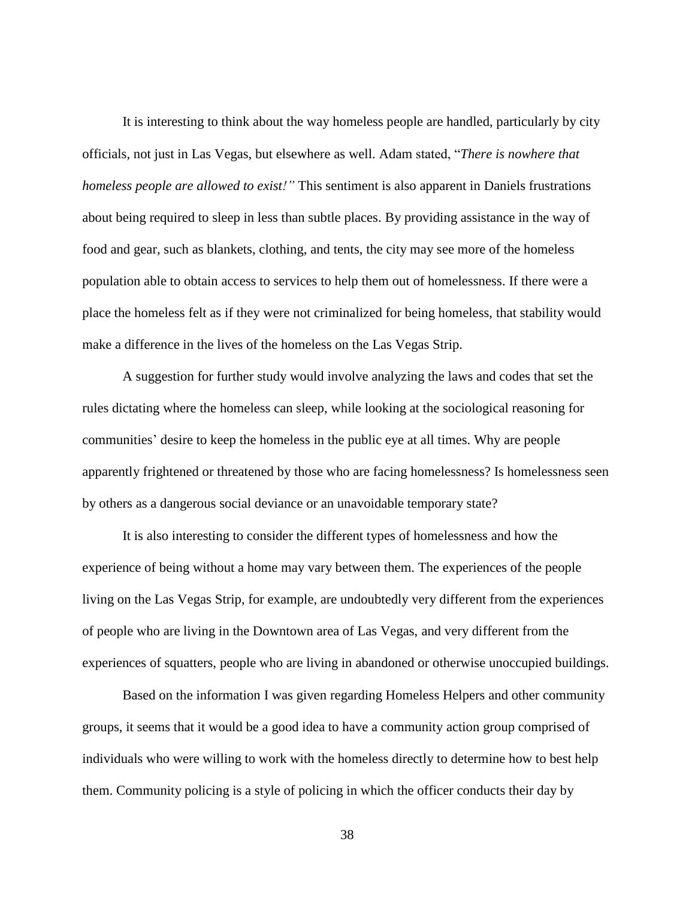It is interesting to think about the way homeless people are handled, particularly by city officials, not just in Las Vegas, but elsewhere as well. Adam stated, "*There is nowhere that homeless people are allowed to exist!"* This sentiment is also apparent in Daniels frustrations about being required to sleep in less than subtle places. By providing assistance in the way of food and gear, such as blankets, clothing, and tents, the city may see more of the homeless population able to obtain access to services to help them out of homelessness. If there were a place the homeless felt as if they were not criminalized for being homeless, that stability would make a difference in the lives of the homeless on the Las Vegas Strip.

A suggestion for further study would involve analyzing the laws and codes that set the rules dictating where the homeless can sleep, while looking at the sociological reasoning for communities' desire to keep the homeless in the public eye at all times. Why are people apparently frightened or threatened by those who are facing homelessness? Is homelessness seen by others as a dangerous social deviance or an unavoidable temporary state?

It is also interesting to consider the different types of homelessness and how the experience of being without a home may vary between them. The experiences of the people living on the Las Vegas Strip, for example, are undoubtedly very different from the experiences of people who are living in the Downtown area of Las Vegas, and very different from the experiences of squatters, people who are living in abandoned or otherwise unoccupied buildings.

Based on the information I was given regarding Homeless Helpers and other community groups, it seems that it would be a good idea to have a community action group comprised of individuals who were willing to work with the homeless directly to determine how to best help them. Community policing is a style of policing in which the officer conducts their day by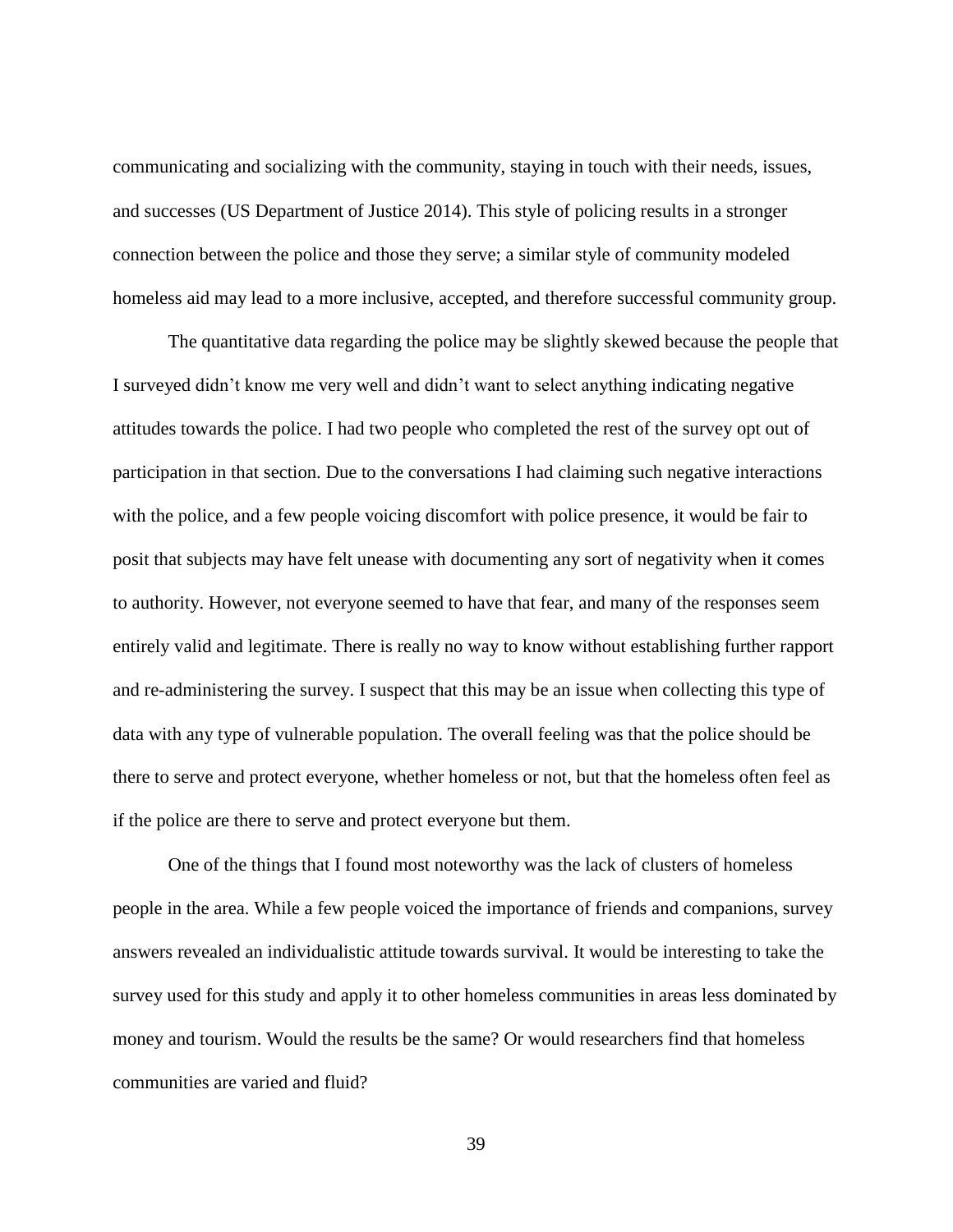communicating and socializing with the community, staying in touch with their needs, issues, and successes (US Department of Justice 2014). This style of policing results in a stronger connection between the police and those they serve; a similar style of community modeled homeless aid may lead to a more inclusive, accepted, and therefore successful community group.

The quantitative data regarding the police may be slightly skewed because the people that I surveyed didn't know me very well and didn't want to select anything indicating negative attitudes towards the police. I had two people who completed the rest of the survey opt out of participation in that section. Due to the conversations I had claiming such negative interactions with the police, and a few people voicing discomfort with police presence, it would be fair to posit that subjects may have felt unease with documenting any sort of negativity when it comes to authority. However, not everyone seemed to have that fear, and many of the responses seem entirely valid and legitimate. There is really no way to know without establishing further rapport and re-administering the survey. I suspect that this may be an issue when collecting this type of data with any type of vulnerable population. The overall feeling was that the police should be there to serve and protect everyone, whether homeless or not, but that the homeless often feel as if the police are there to serve and protect everyone but them.

One of the things that I found most noteworthy was the lack of clusters of homeless people in the area. While a few people voiced the importance of friends and companions, survey answers revealed an individualistic attitude towards survival. It would be interesting to take the survey used for this study and apply it to other homeless communities in areas less dominated by money and tourism. Would the results be the same? Or would researchers find that homeless communities are varied and fluid?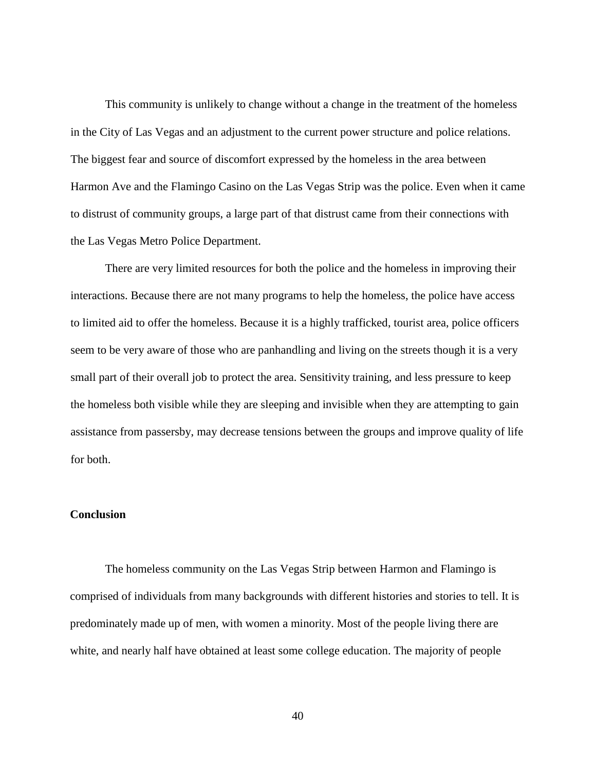This community is unlikely to change without a change in the treatment of the homeless in the City of Las Vegas and an adjustment to the current power structure and police relations. The biggest fear and source of discomfort expressed by the homeless in the area between Harmon Ave and the Flamingo Casino on the Las Vegas Strip was the police. Even when it came to distrust of community groups, a large part of that distrust came from their connections with the Las Vegas Metro Police Department.

There are very limited resources for both the police and the homeless in improving their interactions. Because there are not many programs to help the homeless, the police have access to limited aid to offer the homeless. Because it is a highly trafficked, tourist area, police officers seem to be very aware of those who are panhandling and living on the streets though it is a very small part of their overall job to protect the area. Sensitivity training, and less pressure to keep the homeless both visible while they are sleeping and invisible when they are attempting to gain assistance from passersby, may decrease tensions between the groups and improve quality of life for both.

## Conclusion

The homeless community on the Las Vegas Strip between Harmon and Flamingo is comprised of individuals from many backgrounds with different histories and stories to tell. It is predominately made up of men, with women a minority. Most of the people living there are white, and nearly half have obtained at least some college education. The majority of people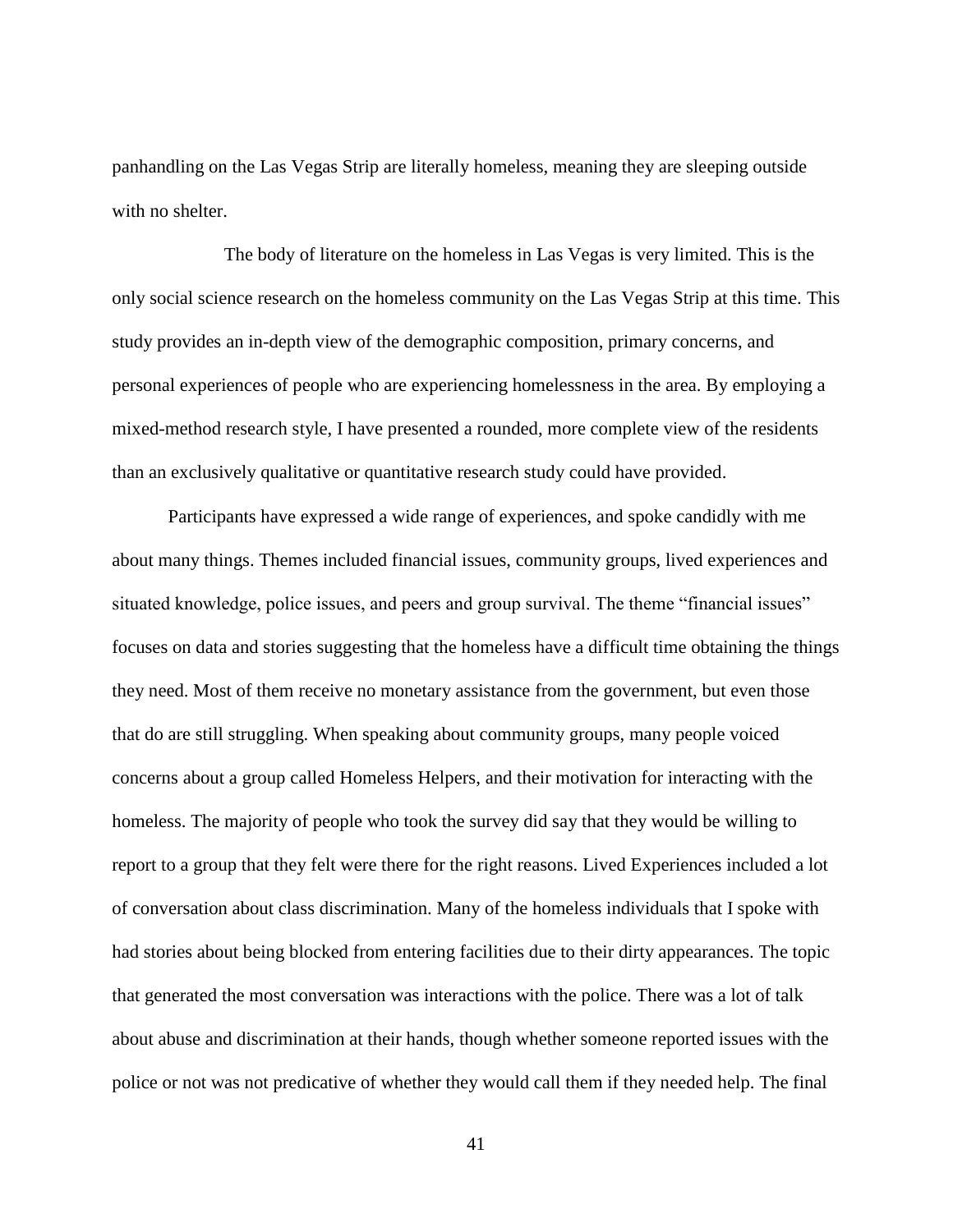panhandling on the Las Vegas Strip are literally homeless, meaning they are sleeping outside with no shelter.

The body of literature on the homeless in Las Vegas is very limited. This is the only social science research on the homeless community on the Las Vegas Strip at this time. This study provides an in-depth view of the demographic composition, primary concerns, and personal experiences of people who are experiencing homelessness in the area. By employing a mixed-method research style, I have presented a rounded, more complete view of the residents than an exclusively qualitative or quantitative research study could have provided.

Participants have expressed a wide range of experiences, and spoke candidly with me about many things. Themes included financial issues, community groups, lived experiences and situated knowledge, police issues, and peers and group survival. The theme "financial issues" focuses on data and stories suggesting that the homeless have a difficult time obtaining the things they need. Most of them receive no monetary assistance from the government, but even those that do are still struggling. When speaking about community groups, many people voiced concerns about a group called Homeless Helpers, and their motivation for interacting with the homeless. The majority of people who took the survey did say that they would be willing to report to a group that they felt were there for the right reasons. Lived Experiences included a lot of conversation about class discrimination. Many of the homeless individuals that I spoke with had stories about being blocked from entering facilities due to their dirty appearances. The topic that generated the most conversation was interactions with the police. There was a lot of talk about abuse and discrimination at their hands, though whether someone reported issues with the police or not was not predicative of whether they would call them if they needed help. The final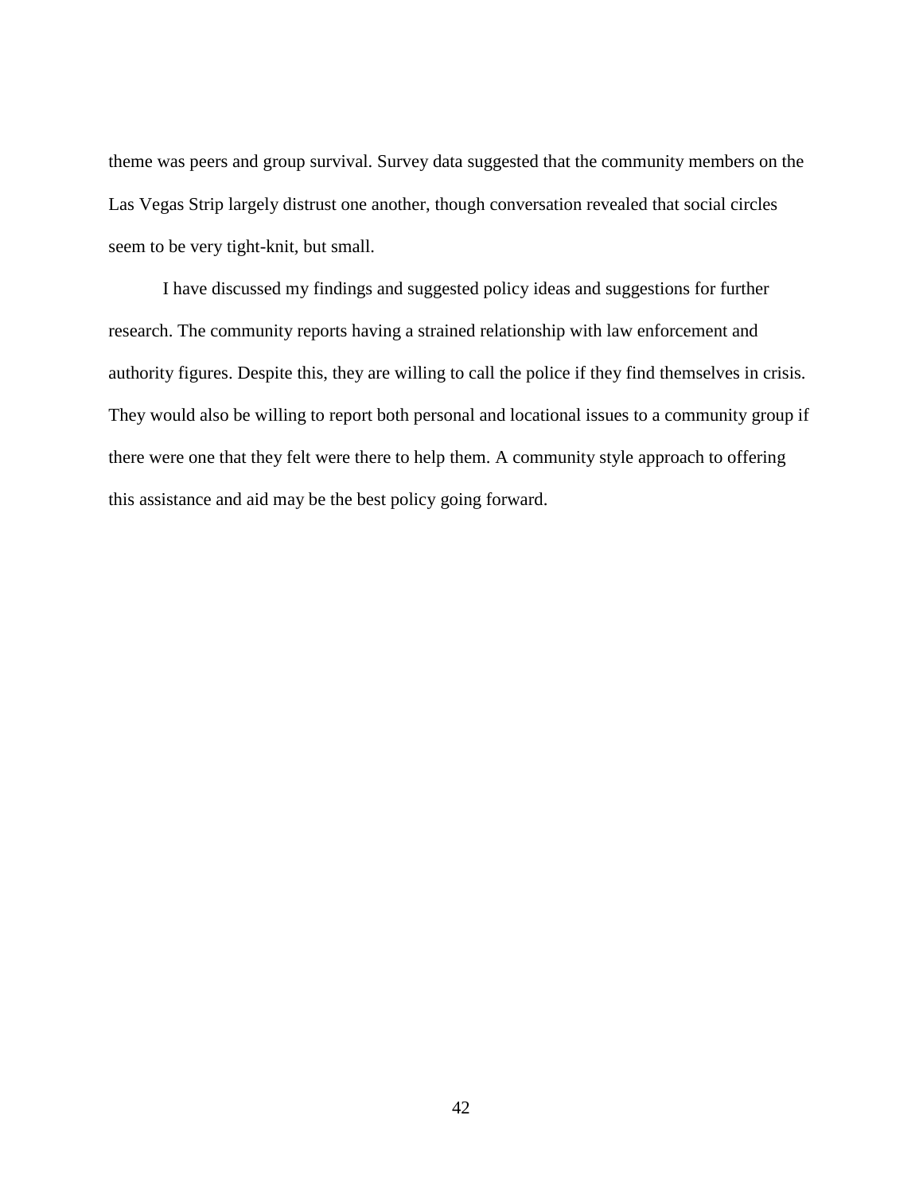theme was peers and group survival. Survey data suggested that the community members on the Las Vegas Strip largely distrust one another, though conversation revealed that social circles seem to be very tight-knit, but small.

I have discussed my findings and suggested policy ideas and suggestions for further research. The community reports having a strained relationship with law enforcement and authority figures. Despite this, they are willing to call the police if they find themselves in crisis. They would also be willing to report both personal and locational issues to a community group if there were one that they felt were there to help them. A community style approach to offering this assistance and aid may be the best policy going forward.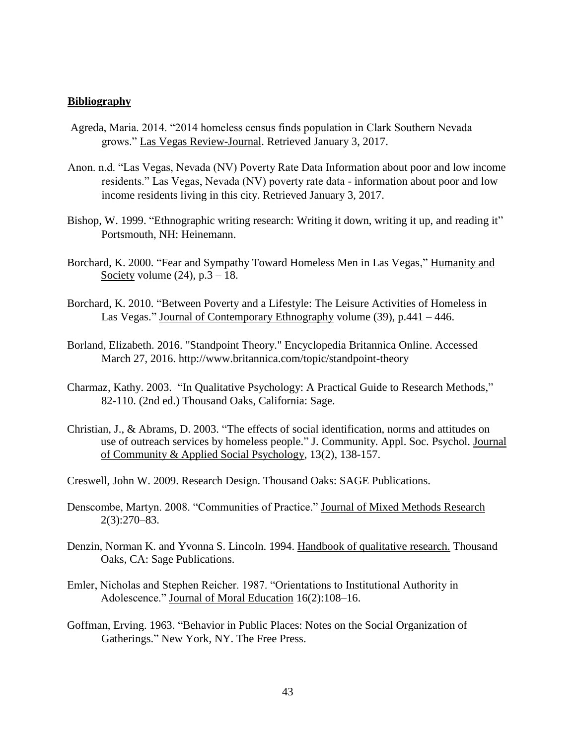## **Bibliography**

Agreda, Maria. 2014. "2014 homeless census finds population in Clark Southern Nevada grows." Las Vegas Review-Journal. Retrieved January 3, 2017.

Anon. n.d. "Las Vegas, Nevada (NV) Poverty Rate Data Information about poor and low income residents." Las Vegas, Nevada (NV) poverty rate data - information about poor and low income residents living in this city. Retrieved January 3, 2017.

Bishop, W. 1999. "Ethnographic writing research: Writing it down, writing it up, and reading it" Portsmouth, NH: Heinemann.

Borchard, K. 2000. "Fear and Sympathy Toward Homeless Men in Las Vegas," Humanity and Society volume (24), p.3 – 18.

Borchard, K. 2010. "Between Poverty and a Lifestyle: The Leisure Activities of Homeless in Las Vegas." Journal of Contemporary Ethnography volume (39), p.441 – 446.

Borland, Elizabeth. 2016. "Standpoint Theory." Encyclopedia Britannica Online. Accessed March 27, 2016. http://www.britannica.com/topic/standpoint-theory

Charmaz, Kathy. 2003. "In Qualitative Psychology: A Practical Guide to Research Methods," 82-110. (2nd ed.) Thousand Oaks, California: Sage.

Christian, J., & Abrams, D. 2003. "The effects of social identification, norms and attitudes on use of outreach services by homeless people." J. Community. Appl. Soc. Psychol. Journal of Community & Applied Social Psychology, 13(2), 138-157.

Creswell, John W. 2009. Research Design. Thousand Oaks: SAGE Publications.

Denscombe, Martyn. 2008. "Communities of Practice." Journal of Mixed Methods Research 2(3):270–83.

Denzin, Norman K. and Yvonna S. Lincoln. 1994. Handbook of qualitative research. Thousand Oaks, CA: Sage Publications.

Emler, Nicholas and Stephen Reicher. 1987. "Orientations to Institutional Authority in Adolescence." Journal of Moral Education 16(2):108–16.

Goffman, Erving. 1963. "Behavior in Public Places: Notes on the Social Organization of Gatherings." New York, NY. The Free Press.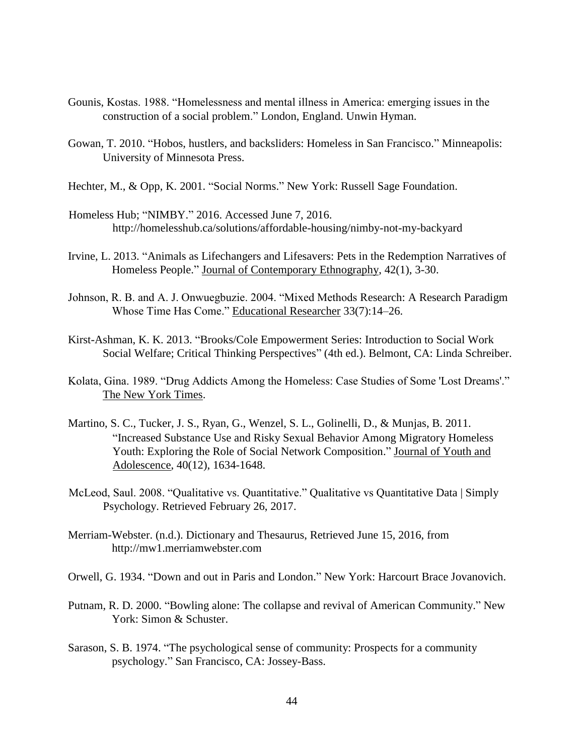Gounis, Kostas. 1988. "Homelessness and mental illness in America: emerging issues in the construction of a social problem." London, England. Unwin Hyman.

Gowan, T. 2010. "Hobos, hustlers, and backsliders: Homeless in San Francisco." Minneapolis: University of Minnesota Press.

Hechter, M., & Opp, K. 2001. "Social Norms." New York: Russell Sage Foundation.

Homeless Hub; "NIMBY." 2016. Accessed June 7, 2016. http://homelesshub.ca/solutions/affordable-housing/nimby-not-my-backyard

Irvine, L. 2013. "Animals as Lifechangers and Lifesavers: Pets in the Redemption Narratives of Homeless People." Journal of Contemporary Ethnography, 42(1), 3-30.

Johnson, R. B. and A. J. Onwuegbuzie. 2004. "Mixed Methods Research: A Research Paradigm Whose Time Has Come." Educational Researcher 33(7):14–26.

Kirst-Ashman, K. K. 2013. "Brooks/Cole Empowerment Series: Introduction to Social Work Social Welfare; Critical Thinking Perspectives" (4th ed.). Belmont, CA: Linda Schreiber.

Kolata, Gina. 1989. "Drug Addicts Among the Homeless: Case Studies of Some 'Lost Dreams'." The New York Times.

Martino, S. C., Tucker, J. S., Ryan, G., Wenzel, S. L., Golinelli, D., & Munjas, B. 2011. "Increased Substance Use and Risky Sexual Behavior Among Migratory Homeless Youth: Exploring the Role of Social Network Composition." Journal of Youth and Adolescence, 40(12), 1634-1648.

McLeod, Saul. 2008. "Qualitative vs. Quantitative." Qualitative vs Quantitative Data | Simply Psychology. Retrieved February 26, 2017.

Merriam-Webster. (n.d.). Dictionary and Thesaurus, Retrieved June 15, 2016, from http://mw1.merriamwebster.com

Orwell, G. 1934. "Down and out in Paris and London." New York: Harcourt Brace Jovanovich.

Putnam, R. D. 2000. "Bowling alone: The collapse and revival of American Community." New York: Simon & Schuster.

Sarason, S. B. 1974. "The psychological sense of community: Prospects for a community psychology." San Francisco, CA: Jossey-Bass.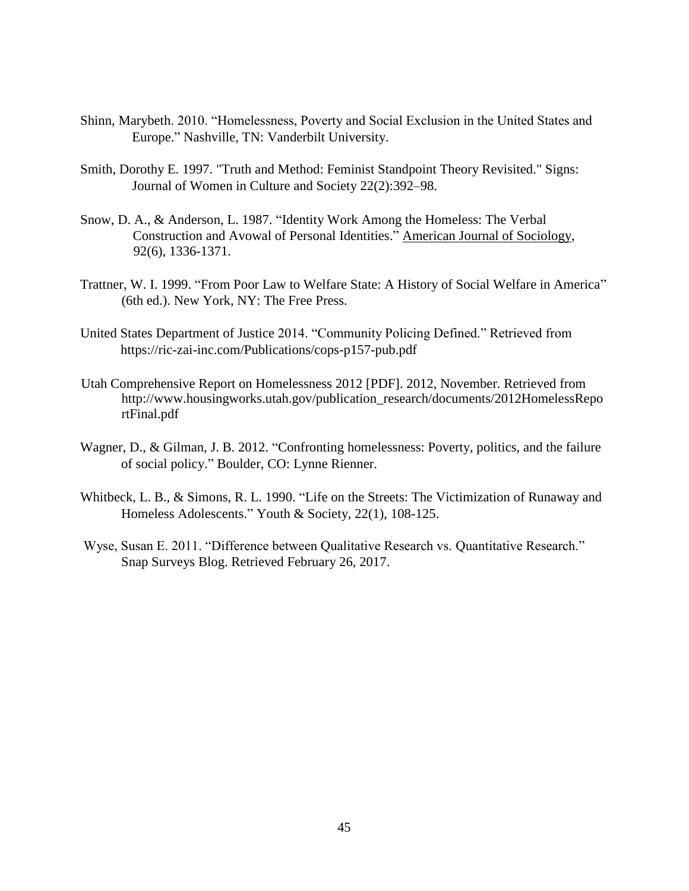Shinn, Marybeth. 2010. "Homelessness, Poverty and Social Exclusion in the United States and Europe." Nashville, TN: Vanderbilt University.

Smith, Dorothy E. 1997. "Truth and Method: Feminist Standpoint Theory Revisited." Signs: Journal of Women in Culture and Society 22(2):392–98.

Snow, D. A., & Anderson, L. 1987. "Identity Work Among the Homeless: The Verbal Construction and Avowal of Personal Identities." American Journal of Sociology, 92(6), 1336-1371.

Trattner, W. I. 1999. "From Poor Law to Welfare State: A History of Social Welfare in America" (6th ed.). New York, NY: The Free Press.

United States Department of Justice 2014. "Community Policing Defined." Retrieved from https://ric-zai-inc.com/Publications/cops-p157-pub.pdf

Utah Comprehensive Report on Homelessness 2012 [PDF]. 2012, November. Retrieved from http://www.housingworks.utah.gov/publication_research/documents/2012HomelessReportFinal.pdf

Wagner, D., & Gilman, J. B. 2012. "Confronting homelessness: Poverty, politics, and the failure of social policy." Boulder, CO: Lynne Rienner.

Whitbeck, L. B., & Simons, R. L. 1990. "Life on the Streets: The Victimization of Runaway and Homeless Adolescents." Youth & Society, 22(1), 108-125.

Wyse, Susan E. 2011. "Difference between Qualitative Research vs. Quantitative Research." Snap Surveys Blog. Retrieved February 26, 2017.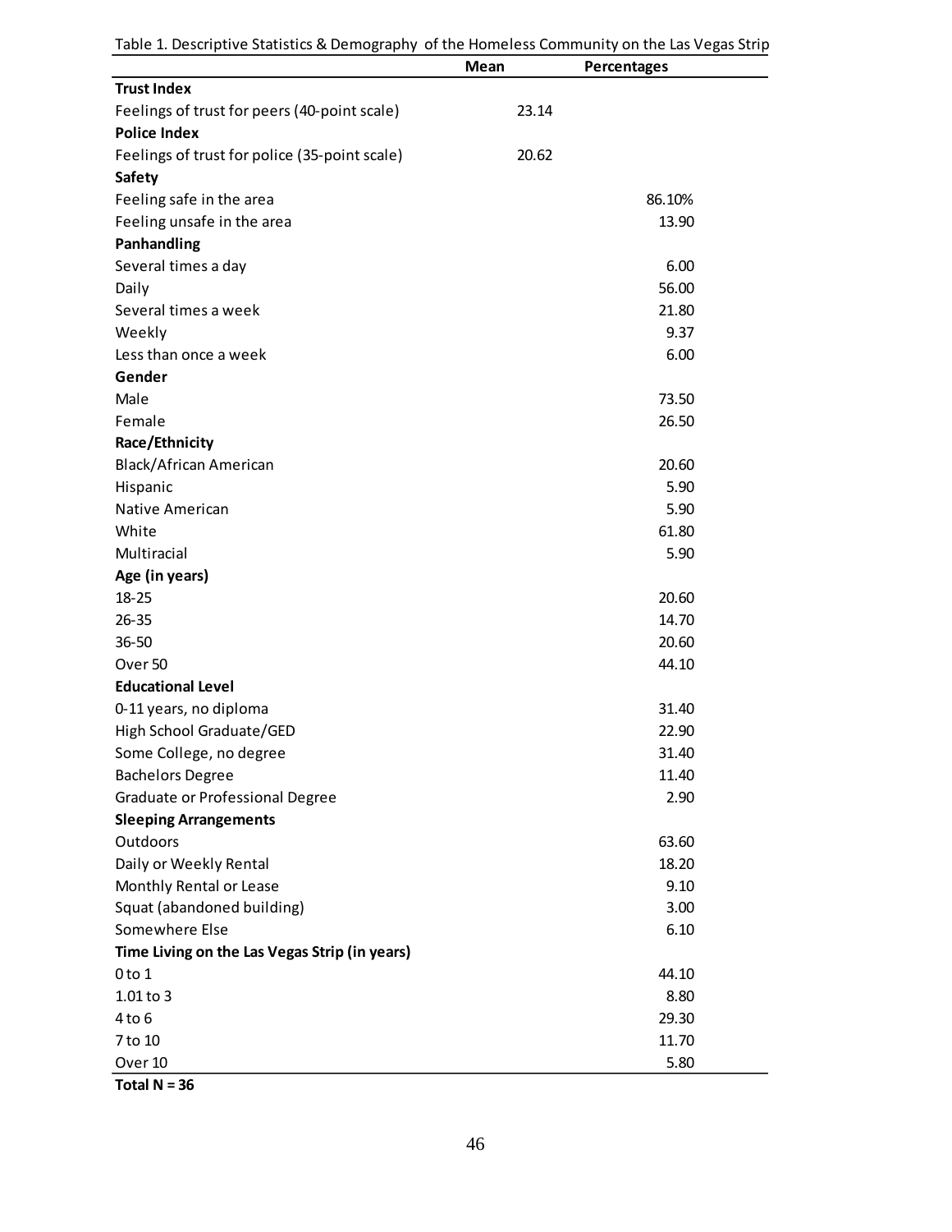Table 1. Descriptive Statistics & Demography of the Homeless Community on the Las Vegas Strip

| | Mean | Percentages |
|---|---|---|
| **Trust Index** | | |
| Feelings of trust for peers (40-point scale) | 23.14 | |
| **Police Index** | | |
| Feelings of trust for police (35-point scale) | 20.62 | |
| **Safety** | | |
| Feeling safe in the area | | 86.10% |
| Feeling unsafe in the area | | 13.90 |
| **Panhandling** | | |
| Several times a day | | 6.00 |
| Daily | | 56.00 |
| Several times a week | | 21.80 |
| Weekly | | 9.37 |
| Less than once a week | | 6.00 |
| **Gender** | | |
| Male | | 73.50 |
| Female | | 26.50 |
| **Race/Ethnicity** | | |
| Black/African American | | 20.60 |
| Hispanic | | 5.90 |
| Native American | | 5.90 |
| White | | 61.80 |
| Multiracial | | 5.90 |
| **Age (in years)** | | |
| 18-25 | | 20.60 |
| 26-35 | | 14.70 |
| 36-50 | | 20.60 |
| Over 50 | | 44.10 |
| **Educational Level** | | |
| 0-11 years, no diploma | | 31.40 |
| High School Graduate/GED | | 22.90 |
| Some College, no degree | | 31.40 |
| Bachelors Degree | | 11.40 |
| Graduate or Professional Degree | | 2.90 |
| **Sleeping Arrangements** | | |
| Outdoors | | 63.60 |
| Daily or Weekly Rental | | 18.20 |
| Monthly Rental or Lease | | 9.10 |
| Squat (abandoned building) | | 3.00 |
| Somewhere Else | | 6.10 |
| **Time Living on the Las Vegas Strip (in years)** | | |
| 0 to 1 | | 44.10 |
| 1.01 to 3 | | 8.80 |
| 4 to 6 | | 29.30 |
| 7 to 10 | | 11.70 |
| Over 10 | | 5.80 |

**Total N = 36**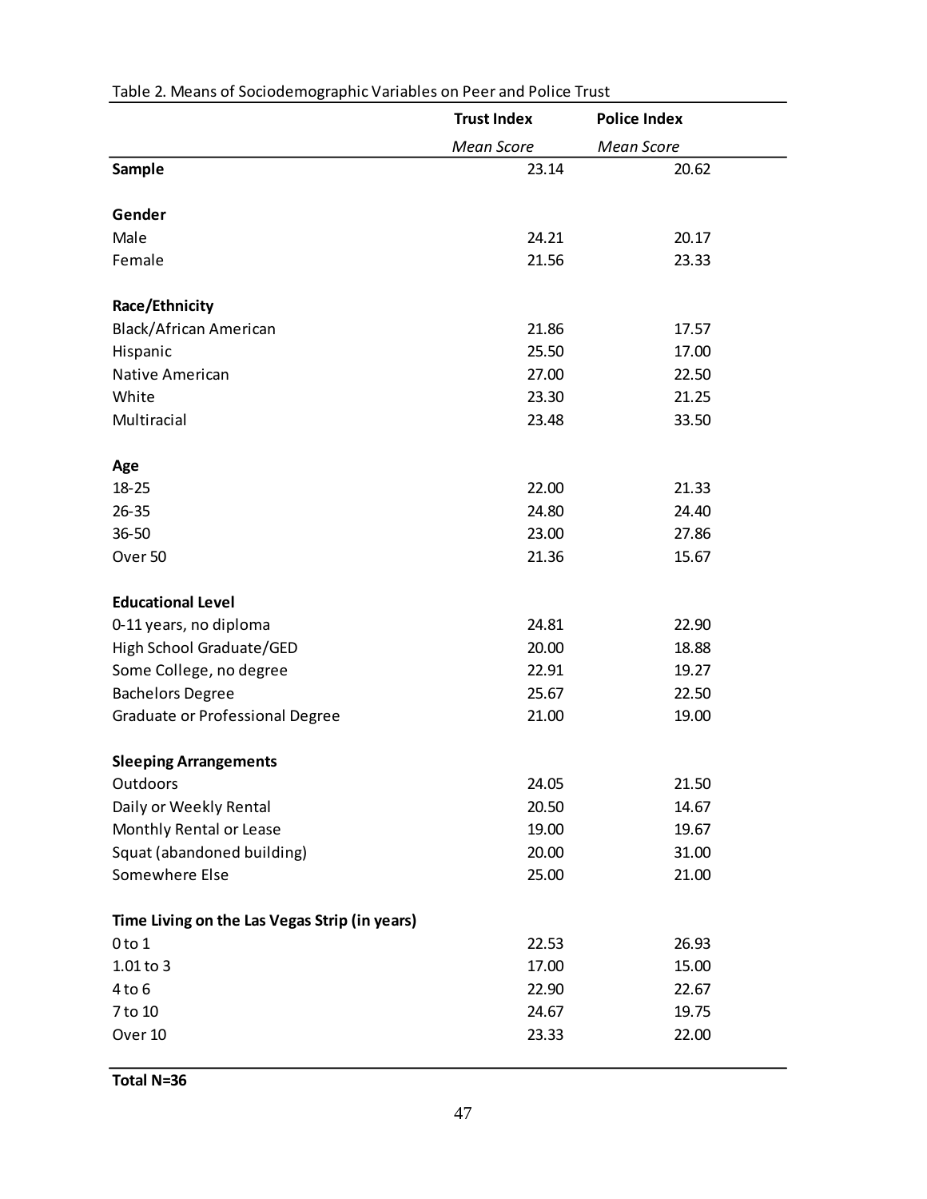Table 2. Means of Sociodemographic Variables on Peer and Police Trust

| | Trust Index | Police Index |
|---|---|---|
| | *Mean Score* | *Mean Score* |
| **Sample** | 23.14 | 20.62 |
| **Gender** | | |
| Male | 24.21 | 20.17 |
| Female | 21.56 | 23.33 |
| **Race/Ethnicity** | | |
| Black/African American | 21.86 | 17.57 |
| Hispanic | 25.50 | 17.00 |
| Native American | 27.00 | 22.50 |
| White | 23.30 | 21.25 |
| Multiracial | 23.48 | 33.50 |
| **Age** | | |
| 18-25 | 22.00 | 21.33 |
| 26-35 | 24.80 | 24.40 |
| 36-50 | 23.00 | 27.86 |
| Over 50 | 21.36 | 15.67 |
| **Educational Level** | | |
| 0-11 years, no diploma | 24.81 | 22.90 |
| High School Graduate/GED | 20.00 | 18.88 |
| Some College, no degree | 22.91 | 19.27 |
| Bachelors Degree | 25.67 | 22.50 |
| Graduate or Professional Degree | 21.00 | 19.00 |
| **Sleeping Arrangements** | | |
| Outdoors | 24.05 | 21.50 |
| Daily or Weekly Rental | 20.50 | 14.67 |
| Monthly Rental or Lease | 19.00 | 19.67 |
| Squat (abandoned building) | 20.00 | 31.00 |
| Somewhere Else | 25.00 | 21.00 |
| **Time Living on the Las Vegas Strip (in years)** | | |
| 0 to 1 | 22.53 | 26.93 |
| 1.01 to 3 | 17.00 | 15.00 |
| 4 to 6 | 22.90 | 22.67 |
| 7 to 10 | 24.67 | 19.75 |
| Over 10 | 23.33 | 22.00 |

**Total N=36**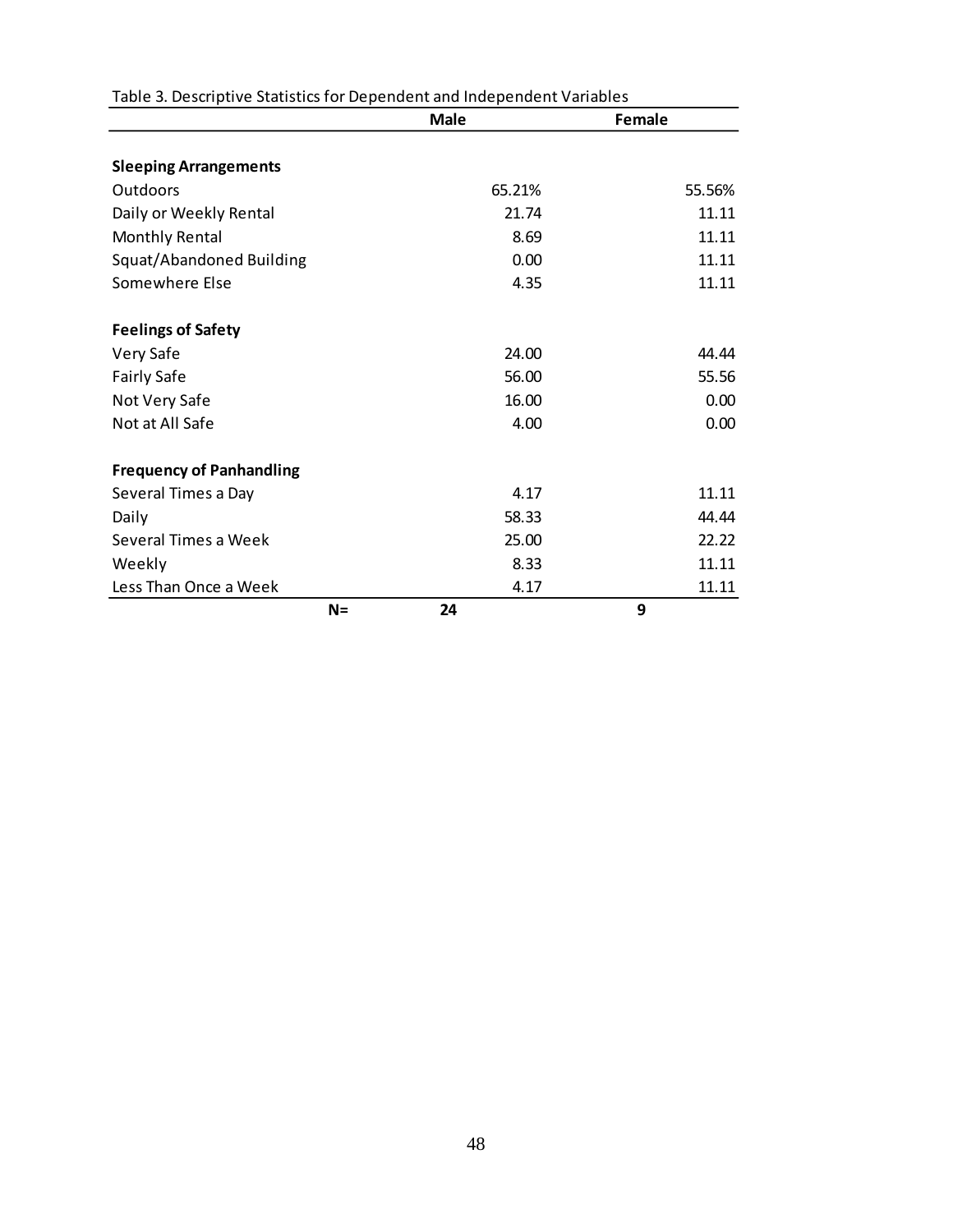Table 3. Descriptive Statistics for Dependent and Independent Variables

| | Male | Female |
|---|---|---|
| **Sleeping Arrangements** | | |
| Outdoors | 65.21% | 55.56% |
| Daily or Weekly Rental | 21.74 | 11.11 |
| Monthly Rental | 8.69 | 11.11 |
| Squat/Abandoned Building | 0.00 | 11.11 |
| Somewhere Else | 4.35 | 11.11 |
| **Feelings of Safety** | | |
| Very Safe | 24.00 | 44.44 |
| Fairly Safe | 56.00 | 55.56 |
| Not Very Safe | 16.00 | 0.00 |
| Not at All Safe | 4.00 | 0.00 |
| **Frequency of Panhandling** | | |
| Several Times a Day | 4.17 | 11.11 |
| Daily | 58.33 | 44.44 |
| Several Times a Week | 25.00 | 22.22 |
| Weekly | 8.33 | 11.11 |
| Less Than Once a Week | 4.17 | 11.11 |
| **N=** | **24** | **9** |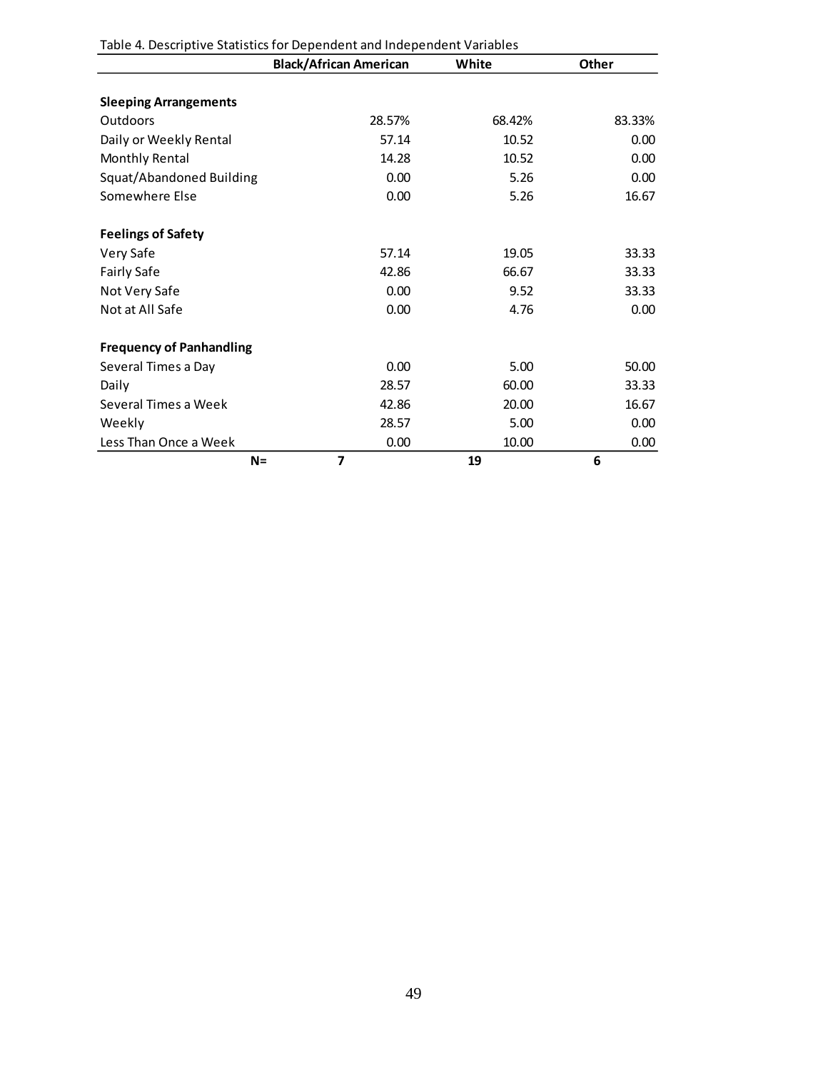Table 4. Descriptive Statistics for Dependent and Independent Variables

| | Black/African American | White | Other |
|---|---|---|---|
| **Sleeping Arrangements** | | | |
| Outdoors | 28.57% | 68.42% | 83.33% |
| Daily or Weekly Rental | 57.14 | 10.52 | 0.00 |
| Monthly Rental | 14.28 | 10.52 | 0.00 |
| Squat/Abandoned Building | 0.00 | 5.26 | 0.00 |
| Somewhere Else | 0.00 | 5.26 | 16.67 |
| **Feelings of Safety** | | | |
| Very Safe | 57.14 | 19.05 | 33.33 |
| Fairly Safe | 42.86 | 66.67 | 33.33 |
| Not Very Safe | 0.00 | 9.52 | 33.33 |
| Not at All Safe | 0.00 | 4.76 | 0.00 |
| **Frequency of Panhandling** | | | |
| Several Times a Day | 0.00 | 5.00 | 50.00 |
| Daily | 28.57 | 60.00 | 33.33 |
| Several Times a Week | 42.86 | 20.00 | 16.67 |
| Weekly | 28.57 | 5.00 | 0.00 |
| Less Than Once a Week | 0.00 | 10.00 | 0.00 |
| **N=** | **7** | **19** | **6** |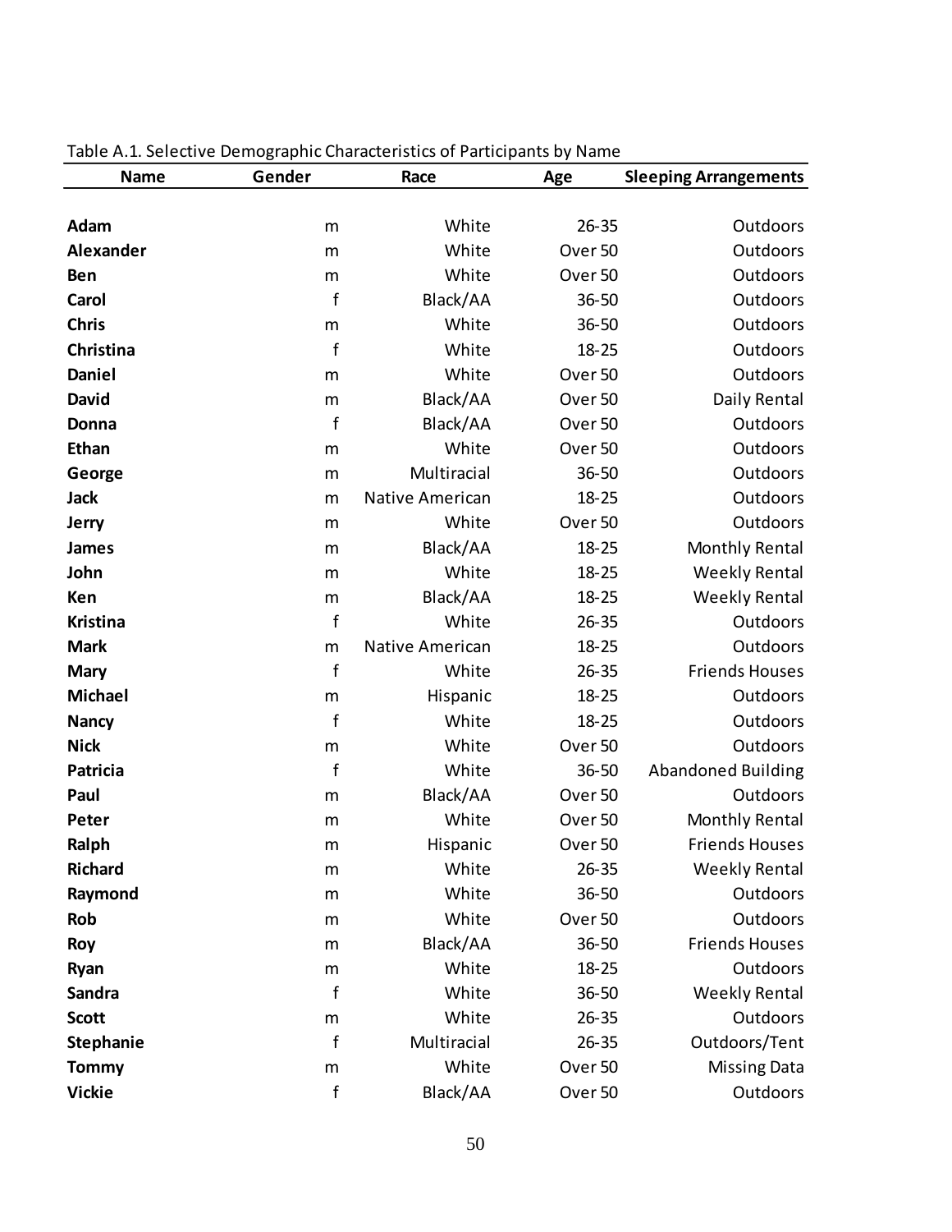Table A.1. Selective Demographic Characteristics of Participants by Name

| Name | Gender | Race | Age | Sleeping Arrangements |
|---|---|---|---|---|
| **Adam** | m | White | 26-35 | Outdoors |
| **Alexander** | m | White | Over 50 | Outdoors |
| **Ben** | m | White | Over 50 | Outdoors |
| **Carol** | f | Black/AA | 36-50 | Outdoors |
| **Chris** | m | White | 36-50 | Outdoors |
| **Christina** | f | White | 18-25 | Outdoors |
| **Daniel** | m | White | Over 50 | Outdoors |
| **David** | m | Black/AA | Over 50 | Daily Rental |
| **Donna** | f | Black/AA | Over 50 | Outdoors |
| **Ethan** | m | White | Over 50 | Outdoors |
| **George** | m | Multiracial | 36-50 | Outdoors |
| **Jack** | m | Native American | 18-25 | Outdoors |
| **Jerry** | m | White | Over 50 | Outdoors |
| **James** | m | Black/AA | 18-25 | Monthly Rental |
| **John** | m | White | 18-25 | Weekly Rental |
| **Ken** | m | Black/AA | 18-25 | Weekly Rental |
| **Kristina** | f | White | 26-35 | Outdoors |
| **Mark** | m | Native American | 18-25 | Outdoors |
| **Mary** | f | White | 26-35 | Friends Houses |
| **Michael** | m | Hispanic | 18-25 | Outdoors |
| **Nancy** | f | White | 18-25 | Outdoors |
| **Nick** | m | White | Over 50 | Outdoors |
| **Patricia** | f | White | 36-50 | Abandoned Building |
| **Paul** | m | Black/AA | Over 50 | Outdoors |
| **Peter** | m | White | Over 50 | Monthly Rental |
| **Ralph** | m | Hispanic | Over 50 | Friends Houses |
| **Richard** | m | White | 26-35 | Weekly Rental |
| **Raymond** | m | White | 36-50 | Outdoors |
| **Rob** | m | White | Over 50 | Outdoors |
| **Roy** | m | Black/AA | 36-50 | Friends Houses |
| **Ryan** | m | White | 18-25 | Outdoors |
| **Sandra** | f | White | 36-50 | Weekly Rental |
| **Scott** | m | White | 26-35 | Outdoors |
| **Stephanie** | f | Multiracial | 26-35 | Outdoors/Tent |
| **Tommy** | m | White | Over 50 | Missing Data |
| **Vickie** | f | Black/AA | Over 50 | Outdoors |